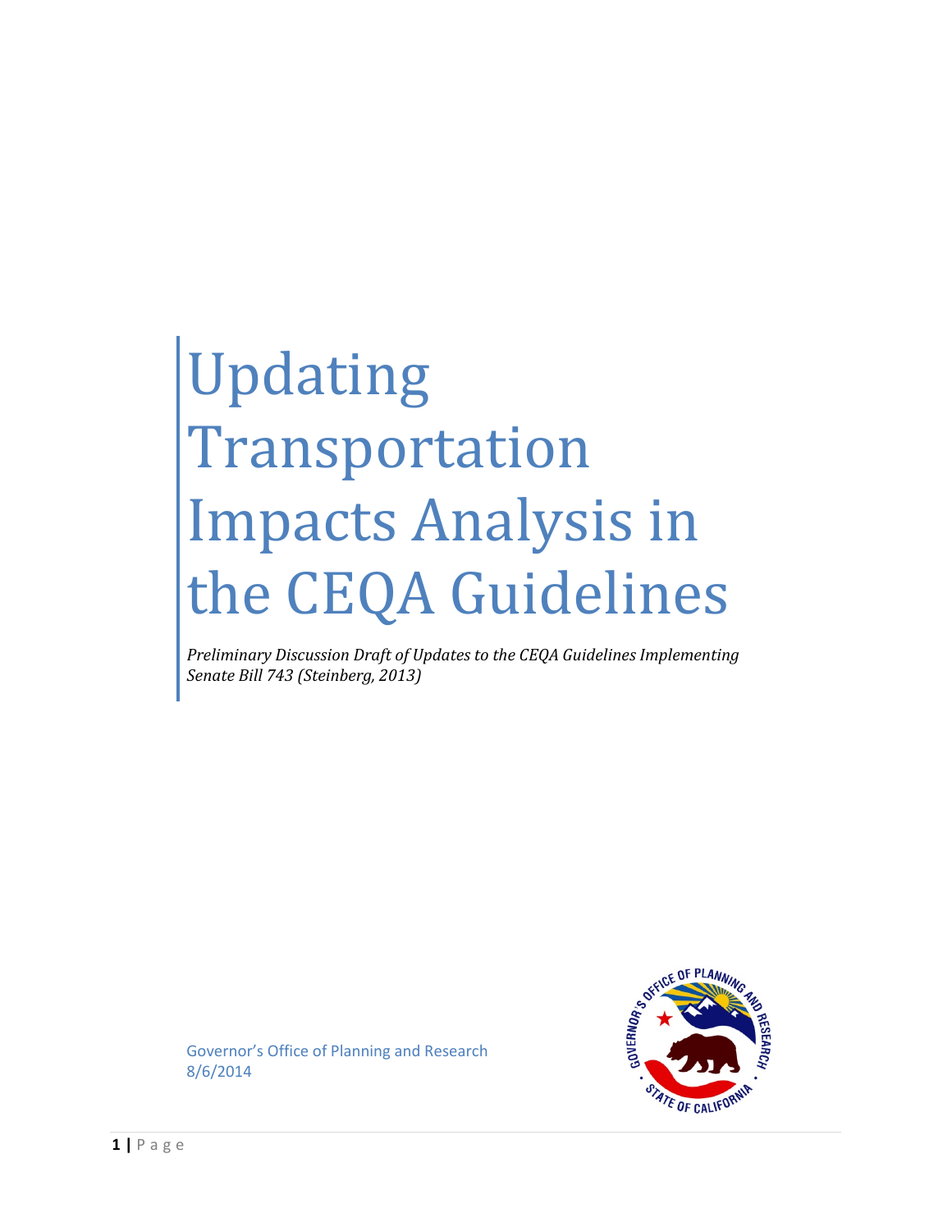# Updating Transportation Impacts Analysis in the CEQA Guidelines

*Preliminary Discussion Draft of Updates to the CEQA Guidelines Implementing Senate Bill 743 (Steinberg, 2013)*

Governor's Office of Planning and Research
8/6/2014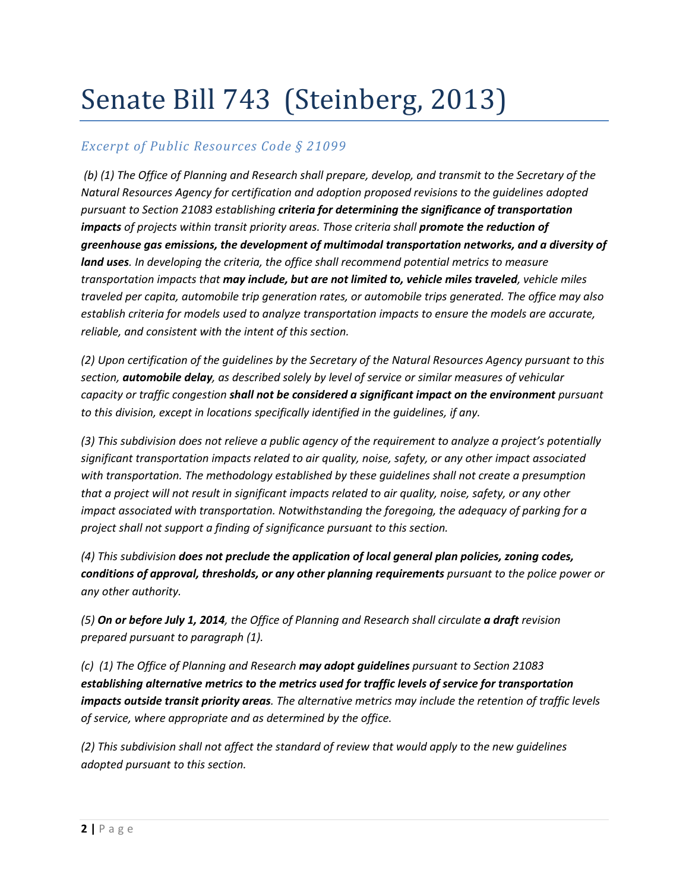# Senate Bill 743 (Steinberg, 2013)

## *Excerpt of Public Resources Code § 21099*

*(b) (1) The Office of Planning and Research shall prepare, develop, and transmit to the Secretary of the Natural Resources Agency for certification and adoption proposed revisions to the guidelines adopted pursuant to Section 21083 establishing **criteria for determining the significance of transportation impacts** of projects within transit priority areas. Those criteria shall **promote the reduction of greenhouse gas emissions, the development of multimodal transportation networks, and a diversity of land uses**. In developing the criteria, the office shall recommend potential metrics to measure transportation impacts that **may include, but are not limited to, vehicle miles traveled**, vehicle miles traveled per capita, automobile trip generation rates, or automobile trips generated. The office may also establish criteria for models used to analyze transportation impacts to ensure the models are accurate, reliable, and consistent with the intent of this section.*

*(2) Upon certification of the guidelines by the Secretary of the Natural Resources Agency pursuant to this section, **automobile delay**, as described solely by level of service or similar measures of vehicular capacity or traffic congestion **shall not be considered a significant impact on the environment** pursuant to this division, except in locations specifically identified in the guidelines, if any.*

*(3) This subdivision does not relieve a public agency of the requirement to analyze a project's potentially significant transportation impacts related to air quality, noise, safety, or any other impact associated with transportation. The methodology established by these guidelines shall not create a presumption that a project will not result in significant impacts related to air quality, noise, safety, or any other impact associated with transportation. Notwithstanding the foregoing, the adequacy of parking for a project shall not support a finding of significance pursuant to this section.*

*(4) This subdivision **does not preclude the application of local general plan policies, zoning codes, conditions of approval, thresholds, or any other planning requirements** pursuant to the police power or any other authority.*

*(5) **On or before July 1, 2014**, the Office of Planning and Research shall circulate **a draft** revision prepared pursuant to paragraph (1).*

*(c) (1) The Office of Planning and Research **may adopt guidelines** pursuant to Section 21083 **establishing alternative metrics to the metrics used for traffic levels of service for transportation impacts outside transit priority areas**. The alternative metrics may include the retention of traffic levels of service, where appropriate and as determined by the office.*

*(2) This subdivision shall not affect the standard of review that would apply to the new guidelines adopted pursuant to this section.*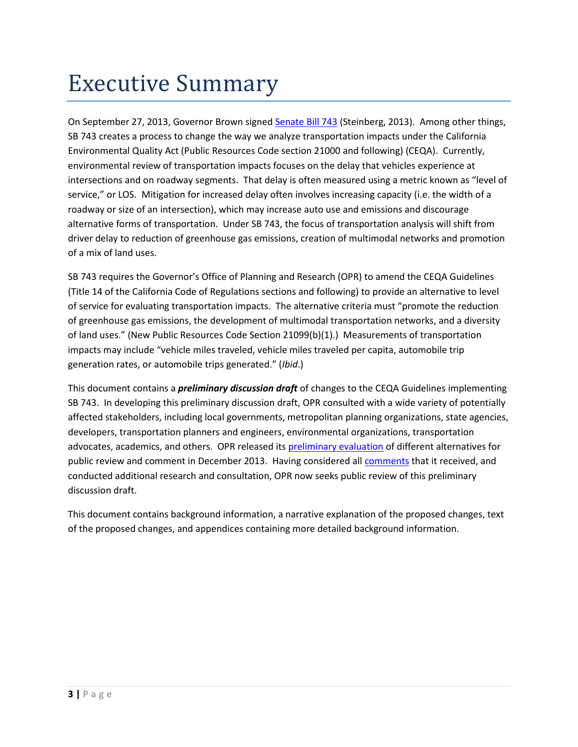# Executive Summary

On September 27, 2013, Governor Brown signed Senate Bill 743 (Steinberg, 2013). Among other things, SB 743 creates a process to change the way we analyze transportation impacts under the California Environmental Quality Act (Public Resources Code section 21000 and following) (CEQA). Currently, environmental review of transportation impacts focuses on the delay that vehicles experience at intersections and on roadway segments. That delay is often measured using a metric known as "level of service," or LOS. Mitigation for increased delay often involves increasing capacity (i.e. the width of a roadway or size of an intersection), which may increase auto use and emissions and discourage alternative forms of transportation. Under SB 743, the focus of transportation analysis will shift from driver delay to reduction of greenhouse gas emissions, creation of multimodal networks and promotion of a mix of land uses.

SB 743 requires the Governor's Office of Planning and Research (OPR) to amend the CEQA Guidelines (Title 14 of the California Code of Regulations sections and following) to provide an alternative to level of service for evaluating transportation impacts. The alternative criteria must "promote the reduction of greenhouse gas emissions, the development of multimodal transportation networks, and a diversity of land uses." (New Public Resources Code Section 21099(b)(1).) Measurements of transportation impacts may include "vehicle miles traveled, vehicle miles traveled per capita, automobile trip generation rates, or automobile trips generated." (*Ibid*.)

This document contains a ***preliminary discussion draft*** of changes to the CEQA Guidelines implementing SB 743. In developing this preliminary discussion draft, OPR consulted with a wide variety of potentially affected stakeholders, including local governments, metropolitan planning organizations, state agencies, developers, transportation planners and engineers, environmental organizations, transportation advocates, academics, and others. OPR released its preliminary evaluation of different alternatives for public review and comment in December 2013. Having considered all comments that it received, and conducted additional research and consultation, OPR now seeks public review of this preliminary discussion draft.

This document contains background information, a narrative explanation of the proposed changes, text of the proposed changes, and appendices containing more detailed background information.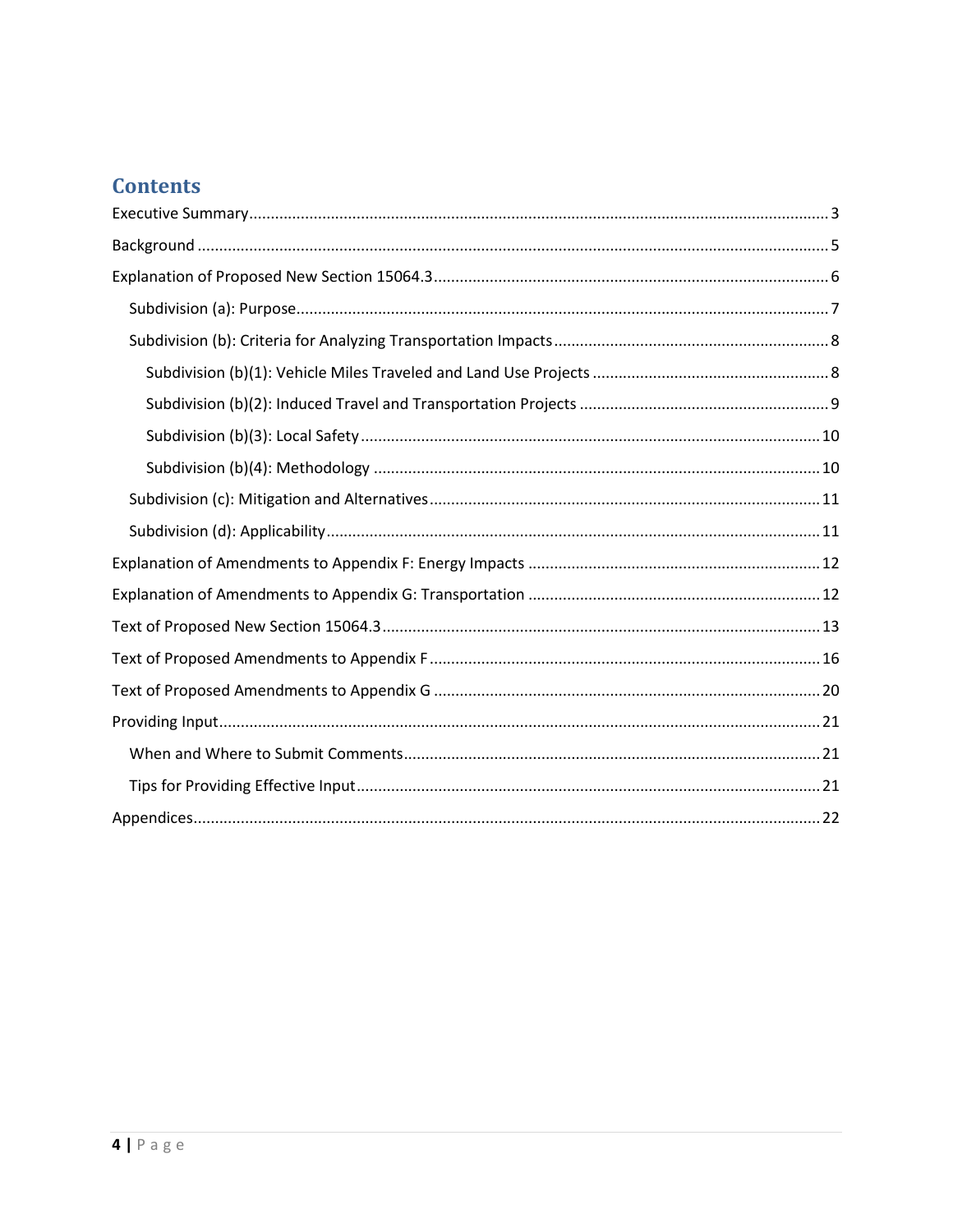## Contents

- Executive Summary ..... 3
- Background ..... 5
- Explanation of Proposed New Section 15064.3 ..... 6
  - Subdivision (a): Purpose ..... 7
  - Subdivision (b): Criteria for Analyzing Transportation Impacts ..... 8
    - Subdivision (b)(1): Vehicle Miles Traveled and Land Use Projects ..... 8
    - Subdivision (b)(2): Induced Travel and Transportation Projects ..... 9
    - Subdivision (b)(3): Local Safety ..... 10
    - Subdivision (b)(4): Methodology ..... 10
  - Subdivision (c): Mitigation and Alternatives ..... 11
  - Subdivision (d): Applicability ..... 11
- Explanation of Amendments to Appendix F: Energy Impacts ..... 12
- Explanation of Amendments to Appendix G: Transportation ..... 12
- Text of Proposed New Section 15064.3 ..... 13
- Text of Proposed Amendments to Appendix F ..... 16
- Text of Proposed Amendments to Appendix G ..... 20
- Providing Input ..... 21
  - When and Where to Submit Comments ..... 21
  - Tips for Providing Effective Input ..... 21
- Appendices ..... 22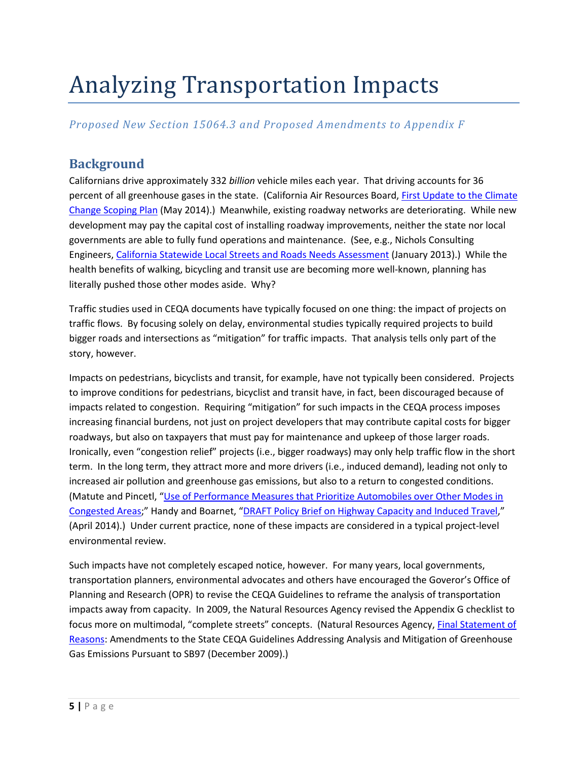# Analyzing Transportation Impacts

*Proposed New Section 15064.3 and Proposed Amendments to Appendix F*

## Background

Californians drive approximately 332 *billion* vehicle miles each year. That driving accounts for 36 percent of all greenhouse gases in the state. (California Air Resources Board, First Update to the Climate Change Scoping Plan (May 2014).) Meanwhile, existing roadway networks are deteriorating. While new development may pay the capital cost of installing roadway improvements, neither the state nor local governments are able to fully fund operations and maintenance. (See, e.g., Nichols Consulting Engineers, California Statewide Local Streets and Roads Needs Assessment (January 2013).) While the health benefits of walking, bicycling and transit use are becoming more well-known, planning has literally pushed those other modes aside. Why?

Traffic studies used in CEQA documents have typically focused on one thing: the impact of projects on traffic flows. By focusing solely on delay, environmental studies typically required projects to build bigger roads and intersections as "mitigation" for traffic impacts. That analysis tells only part of the story, however.

Impacts on pedestrians, bicyclists and transit, for example, have not typically been considered. Projects to improve conditions for pedestrians, bicyclist and transit have, in fact, been discouraged because of impacts related to congestion. Requiring "mitigation" for such impacts in the CEQA process imposes increasing financial burdens, not just on project developers that may contribute capital costs for bigger roadways, but also on taxpayers that must pay for maintenance and upkeep of those larger roads. Ironically, even "congestion relief" projects (i.e., bigger roadways) may only help traffic flow in the short term. In the long term, they attract more and more drivers (i.e., induced demand), leading not only to increased air pollution and greenhouse gas emissions, but also to a return to congested conditions. (Matute and Pincetl, "Use of Performance Measures that Prioritize Automobiles over Other Modes in Congested Areas;" Handy and Boarnet, "DRAFT Policy Brief on Highway Capacity and Induced Travel," (April 2014).) Under current practice, none of these impacts are considered in a typical project-level environmental review.

Such impacts have not completely escaped notice, however. For many years, local governments, transportation planners, environmental advocates and others have encouraged the Goveror's Office of Planning and Research (OPR) to revise the CEQA Guidelines to reframe the analysis of transportation impacts away from capacity. In 2009, the Natural Resources Agency revised the Appendix G checklist to focus more on multimodal, "complete streets" concepts. (Natural Resources Agency, Final Statement of Reasons: Amendments to the State CEQA Guidelines Addressing Analysis and Mitigation of Greenhouse Gas Emissions Pursuant to SB97 (December 2009).)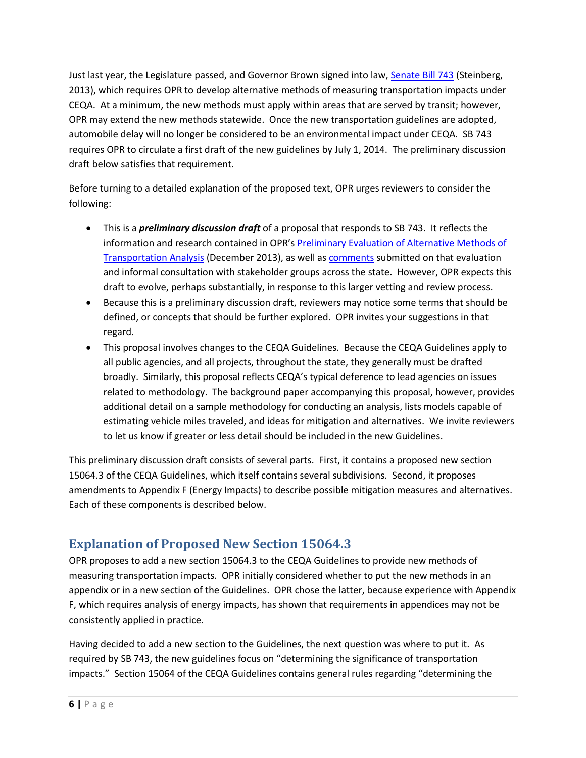Just last year, the Legislature passed, and Governor Brown signed into law, Senate Bill 743 (Steinberg, 2013), which requires OPR to develop alternative methods of measuring transportation impacts under CEQA. At a minimum, the new methods must apply within areas that are served by transit; however, OPR may extend the new methods statewide. Once the new transportation guidelines are adopted, automobile delay will no longer be considered to be an environmental impact under CEQA. SB 743 requires OPR to circulate a first draft of the new guidelines by July 1, 2014. The preliminary discussion draft below satisfies that requirement.

Before turning to a detailed explanation of the proposed text, OPR urges reviewers to consider the following:

- This is a ***preliminary discussion draft*** of a proposal that responds to SB 743. It reflects the information and research contained in OPR's Preliminary Evaluation of Alternative Methods of Transportation Analysis (December 2013), as well as comments submitted on that evaluation and informal consultation with stakeholder groups across the state. However, OPR expects this draft to evolve, perhaps substantially, in response to this larger vetting and review process.
- Because this is a preliminary discussion draft, reviewers may notice some terms that should be defined, or concepts that should be further explored. OPR invites your suggestions in that regard.
- This proposal involves changes to the CEQA Guidelines. Because the CEQA Guidelines apply to all public agencies, and all projects, throughout the state, they generally must be drafted broadly. Similarly, this proposal reflects CEQA's typical deference to lead agencies on issues related to methodology. The background paper accompanying this proposal, however, provides additional detail on a sample methodology for conducting an analysis, lists models capable of estimating vehicle miles traveled, and ideas for mitigation and alternatives. We invite reviewers to let us know if greater or less detail should be included in the new Guidelines.

This preliminary discussion draft consists of several parts. First, it contains a proposed new section 15064.3 of the CEQA Guidelines, which itself contains several subdivisions. Second, it proposes amendments to Appendix F (Energy Impacts) to describe possible mitigation measures and alternatives. Each of these components is described below.

## Explanation of Proposed New Section 15064.3

OPR proposes to add a new section 15064.3 to the CEQA Guidelines to provide new methods of measuring transportation impacts. OPR initially considered whether to put the new methods in an appendix or in a new section of the Guidelines. OPR chose the latter, because experience with Appendix F, which requires analysis of energy impacts, has shown that requirements in appendices may not be consistently applied in practice.

Having decided to add a new section to the Guidelines, the next question was where to put it. As required by SB 743, the new guidelines focus on "determining the significance of transportation impacts." Section 15064 of the CEQA Guidelines contains general rules regarding "determining the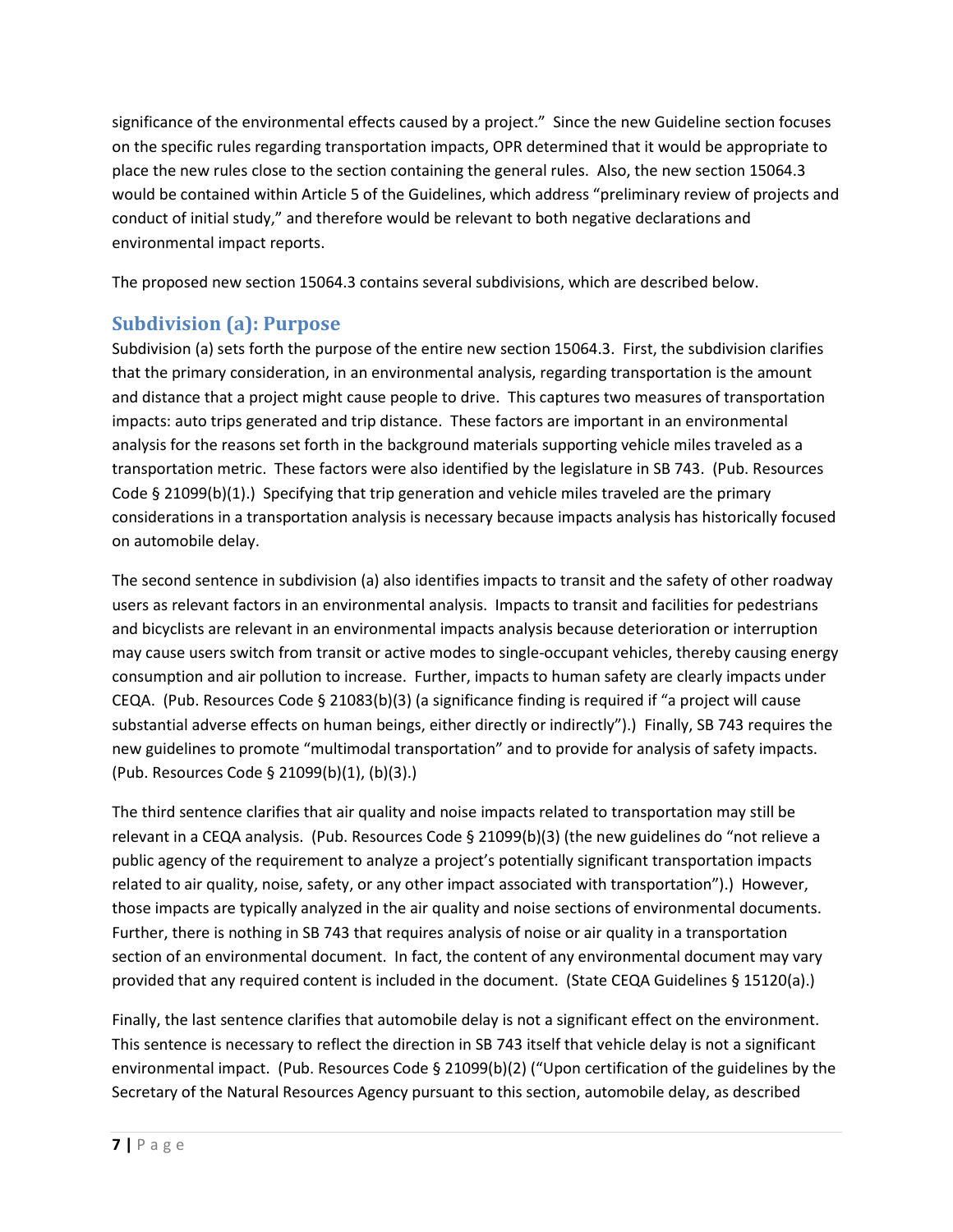significance of the environmental effects caused by a project." Since the new Guideline section focuses on the specific rules regarding transportation impacts, OPR determined that it would be appropriate to place the new rules close to the section containing the general rules. Also, the new section 15064.3 would be contained within Article 5 of the Guidelines, which address "preliminary review of projects and conduct of initial study," and therefore would be relevant to both negative declarations and environmental impact reports.

The proposed new section 15064.3 contains several subdivisions, which are described below.

## Subdivision (a): Purpose

Subdivision (a) sets forth the purpose of the entire new section 15064.3. First, the subdivision clarifies that the primary consideration, in an environmental analysis, regarding transportation is the amount and distance that a project might cause people to drive. This captures two measures of transportation impacts: auto trips generated and trip distance. These factors are important in an environmental analysis for the reasons set forth in the background materials supporting vehicle miles traveled as a transportation metric. These factors were also identified by the legislature in SB 743. (Pub. Resources Code § 21099(b)(1).) Specifying that trip generation and vehicle miles traveled are the primary considerations in a transportation analysis is necessary because impacts analysis has historically focused on automobile delay.

The second sentence in subdivision (a) also identifies impacts to transit and the safety of other roadway users as relevant factors in an environmental analysis. Impacts to transit and facilities for pedestrians and bicyclists are relevant in an environmental impacts analysis because deterioration or interruption may cause users switch from transit or active modes to single-occupant vehicles, thereby causing energy consumption and air pollution to increase. Further, impacts to human safety are clearly impacts under CEQA. (Pub. Resources Code § 21083(b)(3) (a significance finding is required if "a project will cause substantial adverse effects on human beings, either directly or indirectly").) Finally, SB 743 requires the new guidelines to promote "multimodal transportation" and to provide for analysis of safety impacts. (Pub. Resources Code § 21099(b)(1), (b)(3).)

The third sentence clarifies that air quality and noise impacts related to transportation may still be relevant in a CEQA analysis. (Pub. Resources Code § 21099(b)(3) (the new guidelines do "not relieve a public agency of the requirement to analyze a project's potentially significant transportation impacts related to air quality, noise, safety, or any other impact associated with transportation").) However, those impacts are typically analyzed in the air quality and noise sections of environmental documents. Further, there is nothing in SB 743 that requires analysis of noise or air quality in a transportation section of an environmental document. In fact, the content of any environmental document may vary provided that any required content is included in the document. (State CEQA Guidelines § 15120(a).)

Finally, the last sentence clarifies that automobile delay is not a significant effect on the environment. This sentence is necessary to reflect the direction in SB 743 itself that vehicle delay is not a significant environmental impact. (Pub. Resources Code § 21099(b)(2) ("Upon certification of the guidelines by the Secretary of the Natural Resources Agency pursuant to this section, automobile delay, as described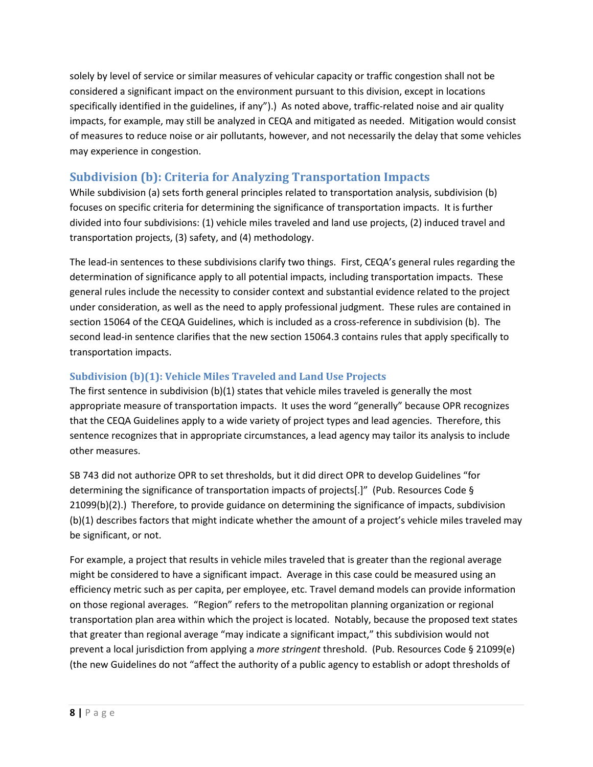solely by level of service or similar measures of vehicular capacity or traffic congestion shall not be considered a significant impact on the environment pursuant to this division, except in locations specifically identified in the guidelines, if any").) As noted above, traffic-related noise and air quality impacts, for example, may still be analyzed in CEQA and mitigated as needed. Mitigation would consist of measures to reduce noise or air pollutants, however, and not necessarily the delay that some vehicles may experience in congestion.

## Subdivision (b): Criteria for Analyzing Transportation Impacts

While subdivision (a) sets forth general principles related to transportation analysis, subdivision (b) focuses on specific criteria for determining the significance of transportation impacts. It is further divided into four subdivisions: (1) vehicle miles traveled and land use projects, (2) induced travel and transportation projects, (3) safety, and (4) methodology.

The lead-in sentences to these subdivisions clarify two things. First, CEQA's general rules regarding the determination of significance apply to all potential impacts, including transportation impacts. These general rules include the necessity to consider context and substantial evidence related to the project under consideration, as well as the need to apply professional judgment. These rules are contained in section 15064 of the CEQA Guidelines, which is included as a cross-reference in subdivision (b). The second lead-in sentence clarifies that the new section 15064.3 contains rules that apply specifically to transportation impacts.

### Subdivision (b)(1): Vehicle Miles Traveled and Land Use Projects

The first sentence in subdivision (b)(1) states that vehicle miles traveled is generally the most appropriate measure of transportation impacts. It uses the word "generally" because OPR recognizes that the CEQA Guidelines apply to a wide variety of project types and lead agencies. Therefore, this sentence recognizes that in appropriate circumstances, a lead agency may tailor its analysis to include other measures.

SB 743 did not authorize OPR to set thresholds, but it did direct OPR to develop Guidelines "for determining the significance of transportation impacts of projects[.]" (Pub. Resources Code § 21099(b)(2).) Therefore, to provide guidance on determining the significance of impacts, subdivision (b)(1) describes factors that might indicate whether the amount of a project's vehicle miles traveled may be significant, or not.

For example, a project that results in vehicle miles traveled that is greater than the regional average might be considered to have a significant impact. Average in this case could be measured using an efficiency metric such as per capita, per employee, etc. Travel demand models can provide information on those regional averages. "Region" refers to the metropolitan planning organization or regional transportation plan area within which the project is located. Notably, because the proposed text states that greater than regional average "may indicate a significant impact," this subdivision would not prevent a local jurisdiction from applying a *more stringent* threshold. (Pub. Resources Code § 21099(e) (the new Guidelines do not "affect the authority of a public agency to establish or adopt thresholds of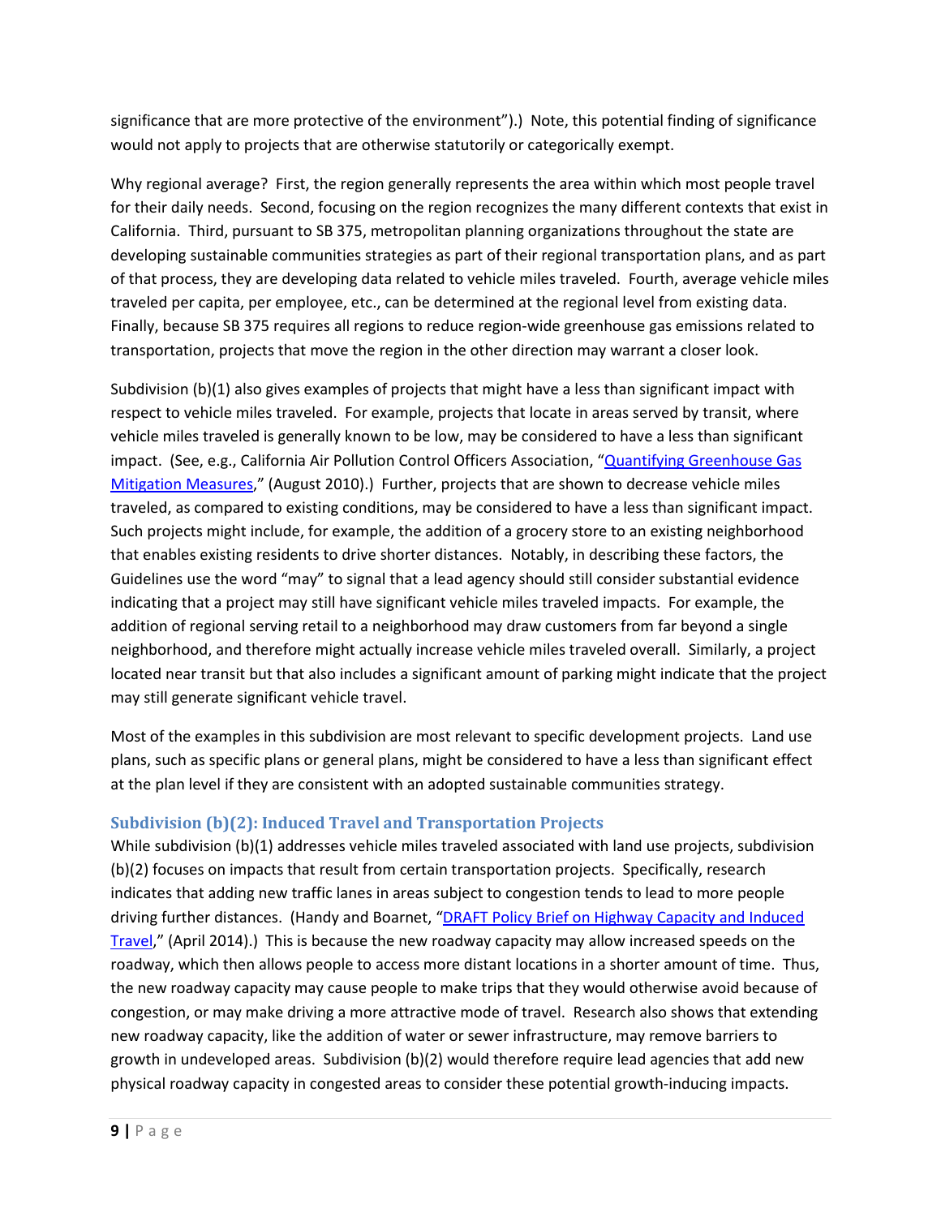significance that are more protective of the environment").) Note, this potential finding of significance would not apply to projects that are otherwise statutorily or categorically exempt.

Why regional average? First, the region generally represents the area within which most people travel for their daily needs. Second, focusing on the region recognizes the many different contexts that exist in California. Third, pursuant to SB 375, metropolitan planning organizations throughout the state are developing sustainable communities strategies as part of their regional transportation plans, and as part of that process, they are developing data related to vehicle miles traveled. Fourth, average vehicle miles traveled per capita, per employee, etc., can be determined at the regional level from existing data. Finally, because SB 375 requires all regions to reduce region-wide greenhouse gas emissions related to transportation, projects that move the region in the other direction may warrant a closer look.

Subdivision (b)(1) also gives examples of projects that might have a less than significant impact with respect to vehicle miles traveled. For example, projects that locate in areas served by transit, where vehicle miles traveled is generally known to be low, may be considered to have a less than significant impact. (See, e.g., California Air Pollution Control Officers Association, "Quantifying Greenhouse Gas Mitigation Measures," (August 2010).) Further, projects that are shown to decrease vehicle miles traveled, as compared to existing conditions, may be considered to have a less than significant impact. Such projects might include, for example, the addition of a grocery store to an existing neighborhood that enables existing residents to drive shorter distances. Notably, in describing these factors, the Guidelines use the word "may" to signal that a lead agency should still consider substantial evidence indicating that a project may still have significant vehicle miles traveled impacts. For example, the addition of regional serving retail to a neighborhood may draw customers from far beyond a single neighborhood, and therefore might actually increase vehicle miles traveled overall. Similarly, a project located near transit but that also includes a significant amount of parking might indicate that the project may still generate significant vehicle travel.

Most of the examples in this subdivision are most relevant to specific development projects. Land use plans, such as specific plans or general plans, might be considered to have a less than significant effect at the plan level if they are consistent with an adopted sustainable communities strategy.

### Subdivision (b)(2): Induced Travel and Transportation Projects

While subdivision (b)(1) addresses vehicle miles traveled associated with land use projects, subdivision (b)(2) focuses on impacts that result from certain transportation projects. Specifically, research indicates that adding new traffic lanes in areas subject to congestion tends to lead to more people driving further distances. (Handy and Boarnet, "DRAFT Policy Brief on Highway Capacity and Induced Travel," (April 2014).) This is because the new roadway capacity may allow increased speeds on the roadway, which then allows people to access more distant locations in a shorter amount of time. Thus, the new roadway capacity may cause people to make trips that they would otherwise avoid because of congestion, or may make driving a more attractive mode of travel. Research also shows that extending new roadway capacity, like the addition of water or sewer infrastructure, may remove barriers to growth in undeveloped areas. Subdivision (b)(2) would therefore require lead agencies that add new physical roadway capacity in congested areas to consider these potential growth-inducing impacts.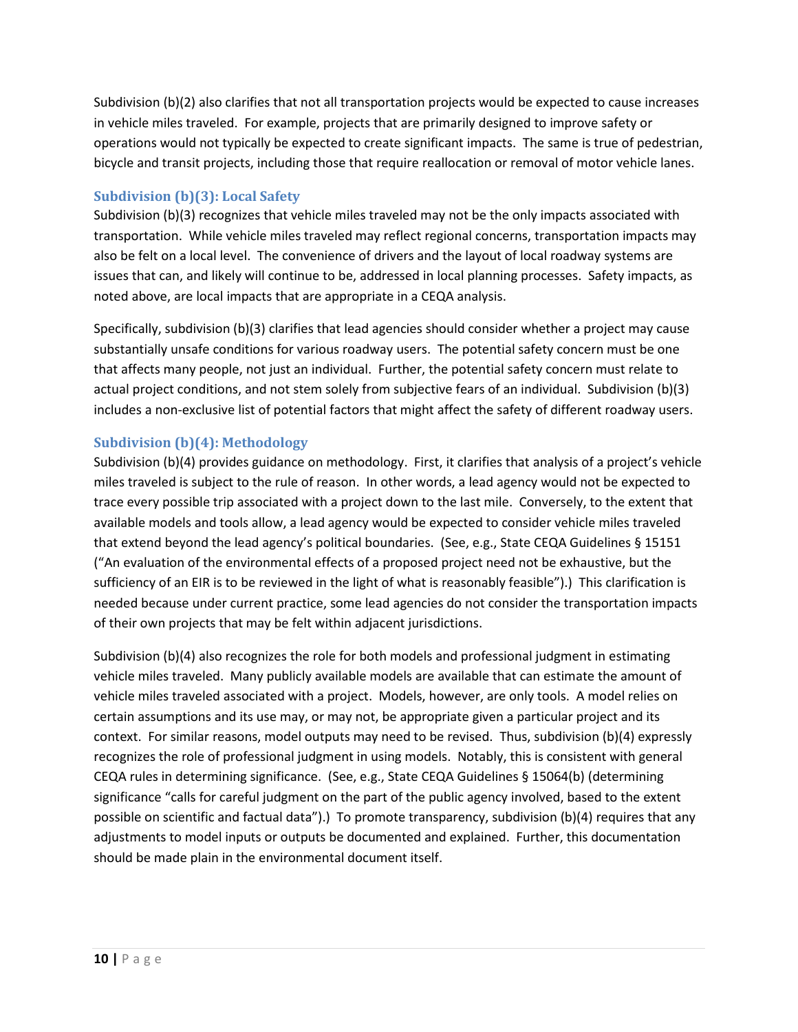Subdivision (b)(2) also clarifies that not all transportation projects would be expected to cause increases in vehicle miles traveled. For example, projects that are primarily designed to improve safety or operations would not typically be expected to create significant impacts. The same is true of pedestrian, bicycle and transit projects, including those that require reallocation or removal of motor vehicle lanes.

### Subdivision (b)(3): Local Safety

Subdivision (b)(3) recognizes that vehicle miles traveled may not be the only impacts associated with transportation. While vehicle miles traveled may reflect regional concerns, transportation impacts may also be felt on a local level. The convenience of drivers and the layout of local roadway systems are issues that can, and likely will continue to be, addressed in local planning processes. Safety impacts, as noted above, are local impacts that are appropriate in a CEQA analysis.

Specifically, subdivision (b)(3) clarifies that lead agencies should consider whether a project may cause substantially unsafe conditions for various roadway users. The potential safety concern must be one that affects many people, not just an individual. Further, the potential safety concern must relate to actual project conditions, and not stem solely from subjective fears of an individual. Subdivision (b)(3) includes a non-exclusive list of potential factors that might affect the safety of different roadway users.

### Subdivision (b)(4): Methodology

Subdivision (b)(4) provides guidance on methodology. First, it clarifies that analysis of a project's vehicle miles traveled is subject to the rule of reason. In other words, a lead agency would not be expected to trace every possible trip associated with a project down to the last mile. Conversely, to the extent that available models and tools allow, a lead agency would be expected to consider vehicle miles traveled that extend beyond the lead agency's political boundaries. (See, e.g., State CEQA Guidelines § 15151 ("An evaluation of the environmental effects of a proposed project need not be exhaustive, but the sufficiency of an EIR is to be reviewed in the light of what is reasonably feasible").) This clarification is needed because under current practice, some lead agencies do not consider the transportation impacts of their own projects that may be felt within adjacent jurisdictions.

Subdivision (b)(4) also recognizes the role for both models and professional judgment in estimating vehicle miles traveled. Many publicly available models are available that can estimate the amount of vehicle miles traveled associated with a project. Models, however, are only tools. A model relies on certain assumptions and its use may, or may not, be appropriate given a particular project and its context. For similar reasons, model outputs may need to be revised. Thus, subdivision (b)(4) expressly recognizes the role of professional judgment in using models. Notably, this is consistent with general CEQA rules in determining significance. (See, e.g., State CEQA Guidelines § 15064(b) (determining significance "calls for careful judgment on the part of the public agency involved, based to the extent possible on scientific and factual data").) To promote transparency, subdivision (b)(4) requires that any adjustments to model inputs or outputs be documented and explained. Further, this documentation should be made plain in the environmental document itself.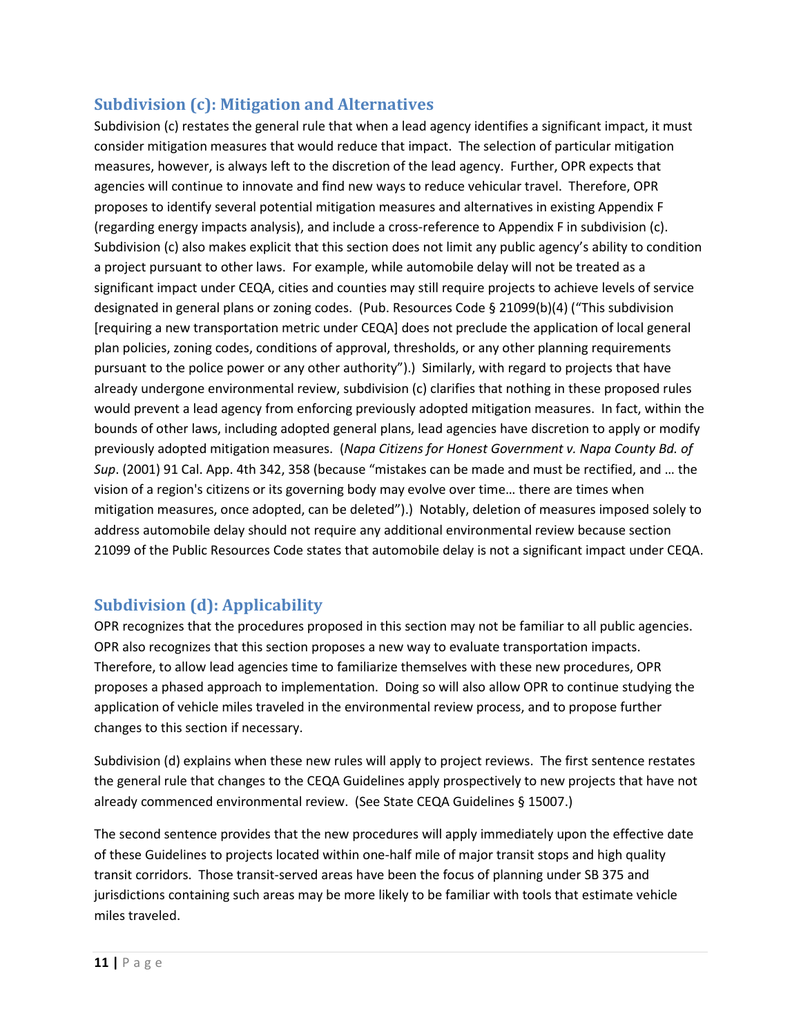## Subdivision (c): Mitigation and Alternatives

Subdivision (c) restates the general rule that when a lead agency identifies a significant impact, it must consider mitigation measures that would reduce that impact. The selection of particular mitigation measures, however, is always left to the discretion of the lead agency. Further, OPR expects that agencies will continue to innovate and find new ways to reduce vehicular travel. Therefore, OPR proposes to identify several potential mitigation measures and alternatives in existing Appendix F (regarding energy impacts analysis), and include a cross-reference to Appendix F in subdivision (c). Subdivision (c) also makes explicit that this section does not limit any public agency's ability to condition a project pursuant to other laws. For example, while automobile delay will not be treated as a significant impact under CEQA, cities and counties may still require projects to achieve levels of service designated in general plans or zoning codes. (Pub. Resources Code § 21099(b)(4) ("This subdivision [requiring a new transportation metric under CEQA] does not preclude the application of local general plan policies, zoning codes, conditions of approval, thresholds, or any other planning requirements pursuant to the police power or any other authority").) Similarly, with regard to projects that have already undergone environmental review, subdivision (c) clarifies that nothing in these proposed rules would prevent a lead agency from enforcing previously adopted mitigation measures. In fact, within the bounds of other laws, including adopted general plans, lead agencies have discretion to apply or modify previously adopted mitigation measures. (*Napa Citizens for Honest Government v. Napa County Bd. of Sup*. (2001) 91 Cal. App. 4th 342, 358 (because "mistakes can be made and must be rectified, and … the vision of a region's citizens or its governing body may evolve over time… there are times when mitigation measures, once adopted, can be deleted").) Notably, deletion of measures imposed solely to address automobile delay should not require any additional environmental review because section 21099 of the Public Resources Code states that automobile delay is not a significant impact under CEQA.

## Subdivision (d): Applicability

OPR recognizes that the procedures proposed in this section may not be familiar to all public agencies. OPR also recognizes that this section proposes a new way to evaluate transportation impacts. Therefore, to allow lead agencies time to familiarize themselves with these new procedures, OPR proposes a phased approach to implementation. Doing so will also allow OPR to continue studying the application of vehicle miles traveled in the environmental review process, and to propose further changes to this section if necessary.

Subdivision (d) explains when these new rules will apply to project reviews. The first sentence restates the general rule that changes to the CEQA Guidelines apply prospectively to new projects that have not already commenced environmental review. (See State CEQA Guidelines § 15007.)

The second sentence provides that the new procedures will apply immediately upon the effective date of these Guidelines to projects located within one-half mile of major transit stops and high quality transit corridors. Those transit-served areas have been the focus of planning under SB 375 and jurisdictions containing such areas may be more likely to be familiar with tools that estimate vehicle miles traveled.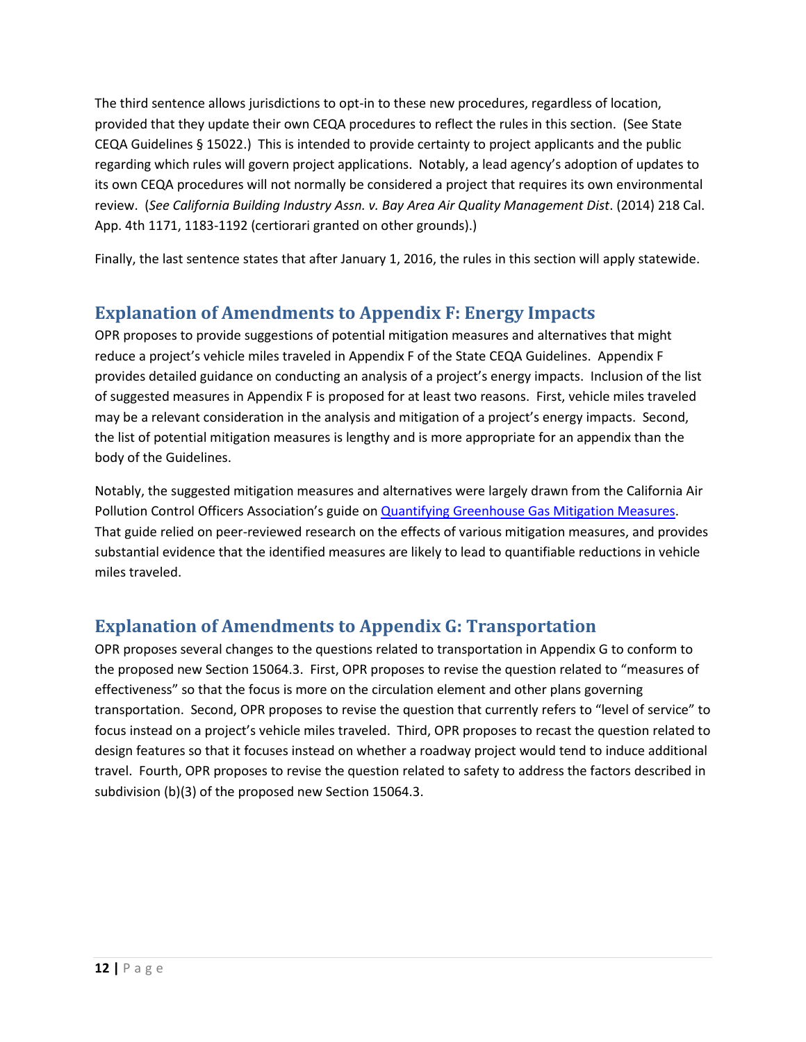The third sentence allows jurisdictions to opt-in to these new procedures, regardless of location, provided that they update their own CEQA procedures to reflect the rules in this section. (See State CEQA Guidelines § 15022.) This is intended to provide certainty to project applicants and the public regarding which rules will govern project applications. Notably, a lead agency's adoption of updates to its own CEQA procedures will not normally be considered a project that requires its own environmental review. (*See California Building Industry Assn. v. Bay Area Air Quality Management Dist*. (2014) 218 Cal. App. 4th 1171, 1183-1192 (certiorari granted on other grounds).)

Finally, the last sentence states that after January 1, 2016, the rules in this section will apply statewide.

## Explanation of Amendments to Appendix F: Energy Impacts

OPR proposes to provide suggestions of potential mitigation measures and alternatives that might reduce a project's vehicle miles traveled in Appendix F of the State CEQA Guidelines. Appendix F provides detailed guidance on conducting an analysis of a project's energy impacts. Inclusion of the list of suggested measures in Appendix F is proposed for at least two reasons. First, vehicle miles traveled may be a relevant consideration in the analysis and mitigation of a project's energy impacts. Second, the list of potential mitigation measures is lengthy and is more appropriate for an appendix than the body of the Guidelines.

Notably, the suggested mitigation measures and alternatives were largely drawn from the California Air Pollution Control Officers Association's guide on Quantifying Greenhouse Gas Mitigation Measures. That guide relied on peer-reviewed research on the effects of various mitigation measures, and provides substantial evidence that the identified measures are likely to lead to quantifiable reductions in vehicle miles traveled.

## Explanation of Amendments to Appendix G: Transportation

OPR proposes several changes to the questions related to transportation in Appendix G to conform to the proposed new Section 15064.3. First, OPR proposes to revise the question related to "measures of effectiveness" so that the focus is more on the circulation element and other plans governing transportation. Second, OPR proposes to revise the question that currently refers to "level of service" to focus instead on a project's vehicle miles traveled. Third, OPR proposes to recast the question related to design features so that it focuses instead on whether a roadway project would tend to induce additional travel. Fourth, OPR proposes to revise the question related to safety to address the factors described in subdivision (b)(3) of the proposed new Section 15064.3.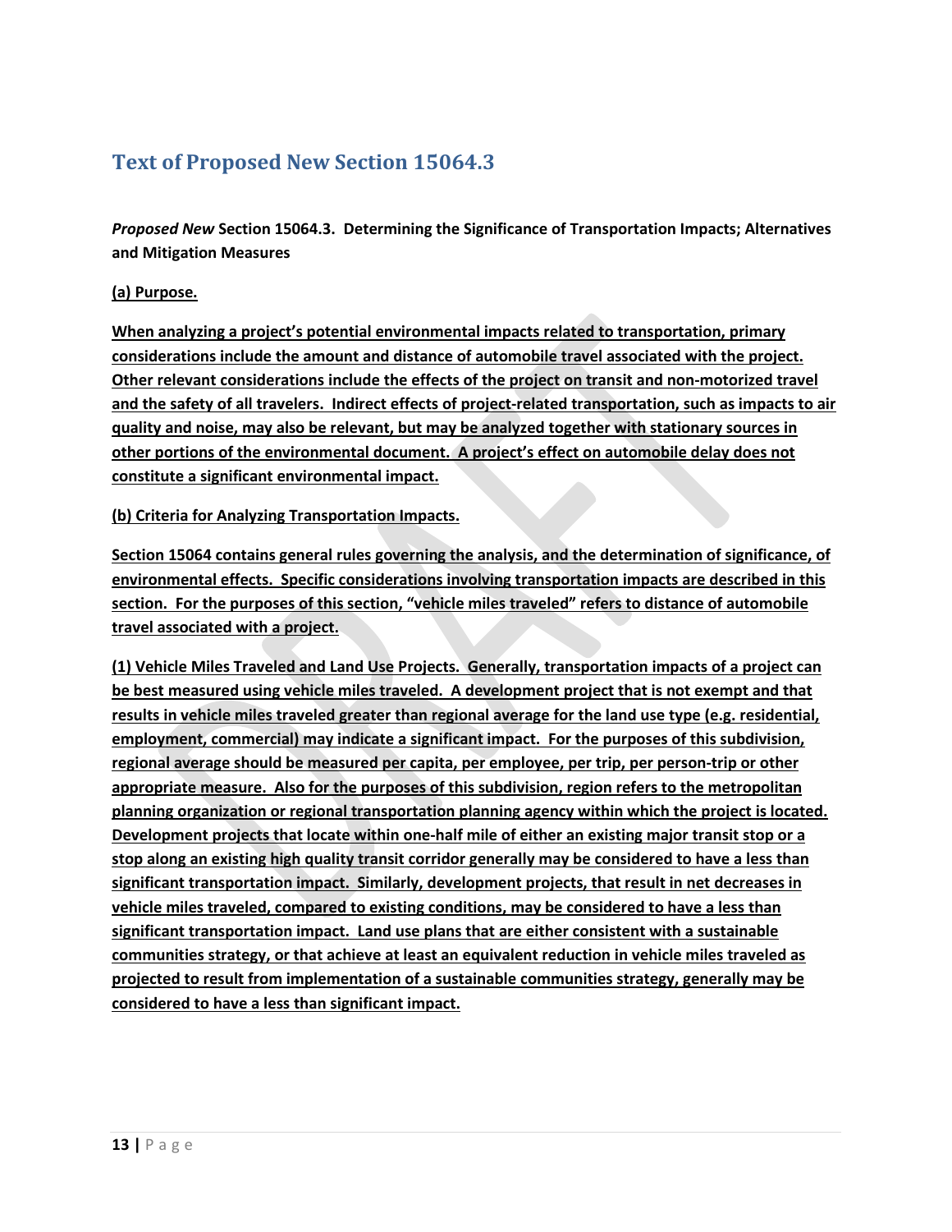## Text of Proposed New Section 15064.3

*Proposed New* **Section 15064.3. Determining the Significance of Transportation Impacts; Alternatives and Mitigation Measures**

**<u>(a) Purpose.</u>**

**<u>When analyzing a project's potential environmental impacts related to transportation, primary considerations include the amount and distance of automobile travel associated with the project. Other relevant considerations include the effects of the project on transit and non-motorized travel and the safety of all travelers. Indirect effects of project-related transportation, such as impacts to air quality and noise, may also be relevant, but may be analyzed together with stationary sources in other portions of the environmental document. A project's effect on automobile delay does not constitute a significant environmental impact.</u>**

**<u>(b) Criteria for Analyzing Transportation Impacts.</u>**

**<u>Section 15064 contains general rules governing the analysis, and the determination of significance, of environmental effects. Specific considerations involving transportation impacts are described in this section. For the purposes of this section, "vehicle miles traveled" refers to distance of automobile travel associated with a project.</u>**

**<u>(1) Vehicle Miles Traveled and Land Use Projects. Generally, transportation impacts of a project can be best measured using vehicle miles traveled. A development project that is not exempt and that results in vehicle miles traveled greater than regional average for the land use type (e.g. residential, employment, commercial) may indicate a significant impact. For the purposes of this subdivision, regional average should be measured per capita, per employee, per trip, per person-trip or other appropriate measure. Also for the purposes of this subdivision, region refers to the metropolitan planning organization or regional transportation planning agency within which the project is located. Development projects that locate within one-half mile of either an existing major transit stop or a stop along an existing high quality transit corridor generally may be considered to have a less than significant transportation impact. Similarly, development projects, that result in net decreases in vehicle miles traveled, compared to existing conditions, may be considered to have a less than significant transportation impact. Land use plans that are either consistent with a sustainable communities strategy, or that achieve at least an equivalent reduction in vehicle miles traveled as projected to result from implementation of a sustainable communities strategy, generally may be considered to have a less than significant impact.</u>**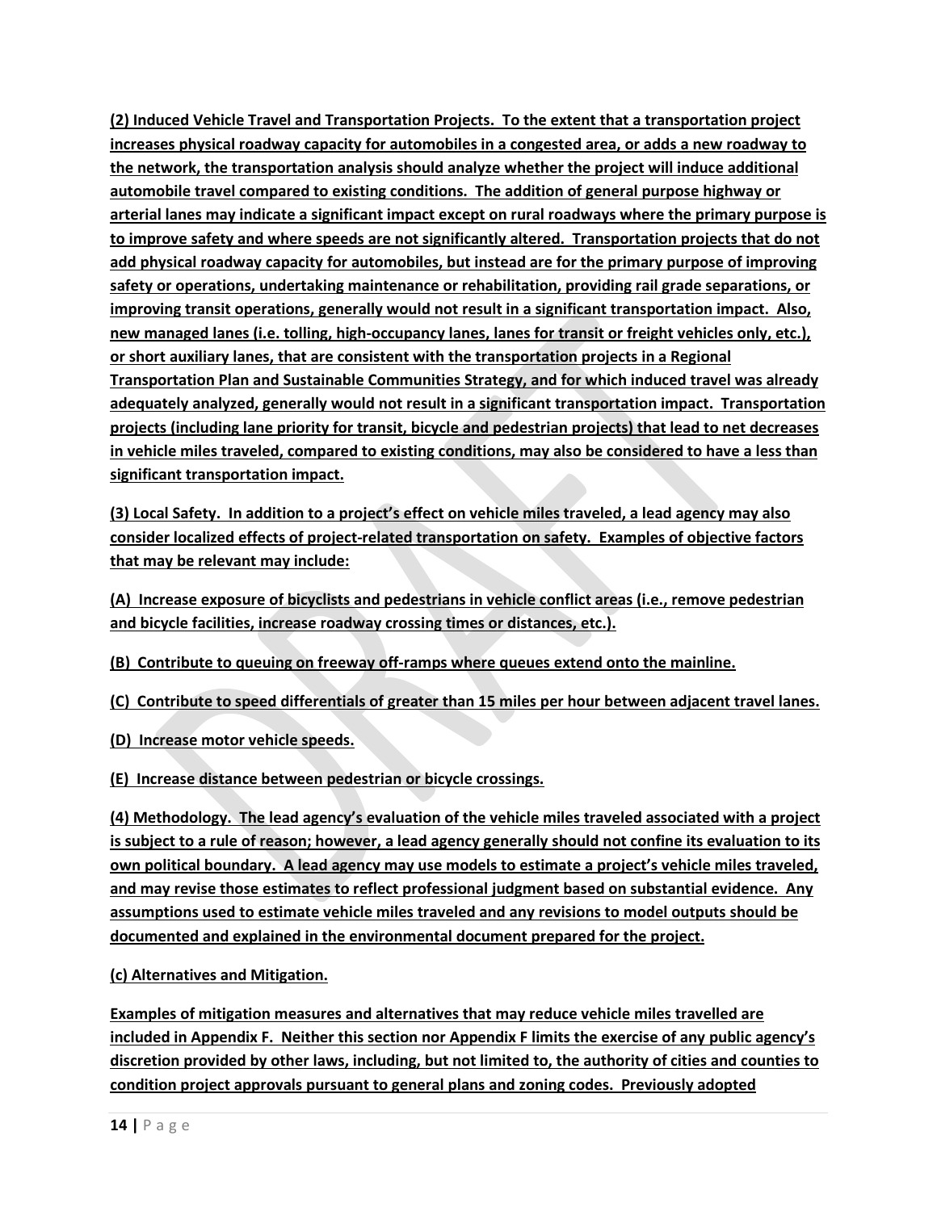**(2) Induced Vehicle Travel and Transportation Projects. To the extent that a transportation project increases physical roadway capacity for automobiles in a congested area, or adds a new roadway to the network, the transportation analysis should analyze whether the project will induce additional automobile travel compared to existing conditions. The addition of general purpose highway or arterial lanes may indicate a significant impact except on rural roadways where the primary purpose is to improve safety and where speeds are not significantly altered. Transportation projects that do not add physical roadway capacity for automobiles, but instead are for the primary purpose of improving safety or operations, undertaking maintenance or rehabilitation, providing rail grade separations, or improving transit operations, generally would not result in a significant transportation impact. Also, new managed lanes (i.e. tolling, high-occupancy lanes, lanes for transit or freight vehicles only, etc.), or short auxiliary lanes, that are consistent with the transportation projects in a Regional Transportation Plan and Sustainable Communities Strategy, and for which induced travel was already adequately analyzed, generally would not result in a significant transportation impact. Transportation projects (including lane priority for transit, bicycle and pedestrian projects) that lead to net decreases in vehicle miles traveled, compared to existing conditions, may also be considered to have a less than significant transportation impact.**

**(3) Local Safety. In addition to a project's effect on vehicle miles traveled, a lead agency may also consider localized effects of project-related transportation on safety. Examples of objective factors that may be relevant may include:**

**(A) Increase exposure of bicyclists and pedestrians in vehicle conflict areas (i.e., remove pedestrian and bicycle facilities, increase roadway crossing times or distances, etc.).**

**(B) Contribute to queuing on freeway off-ramps where queues extend onto the mainline.**

**(C) Contribute to speed differentials of greater than 15 miles per hour between adjacent travel lanes.**

**(D) Increase motor vehicle speeds.**

**(E) Increase distance between pedestrian or bicycle crossings.**

**(4) Methodology. The lead agency's evaluation of the vehicle miles traveled associated with a project is subject to a rule of reason; however, a lead agency generally should not confine its evaluation to its own political boundary. A lead agency may use models to estimate a project's vehicle miles traveled, and may revise those estimates to reflect professional judgment based on substantial evidence. Any assumptions used to estimate vehicle miles traveled and any revisions to model outputs should be documented and explained in the environmental document prepared for the project.**

**(c) Alternatives and Mitigation.**

**Examples of mitigation measures and alternatives that may reduce vehicle miles travelled are included in Appendix F. Neither this section nor Appendix F limits the exercise of any public agency's discretion provided by other laws, including, but not limited to, the authority of cities and counties to condition project approvals pursuant to general plans and zoning codes. Previously adopted**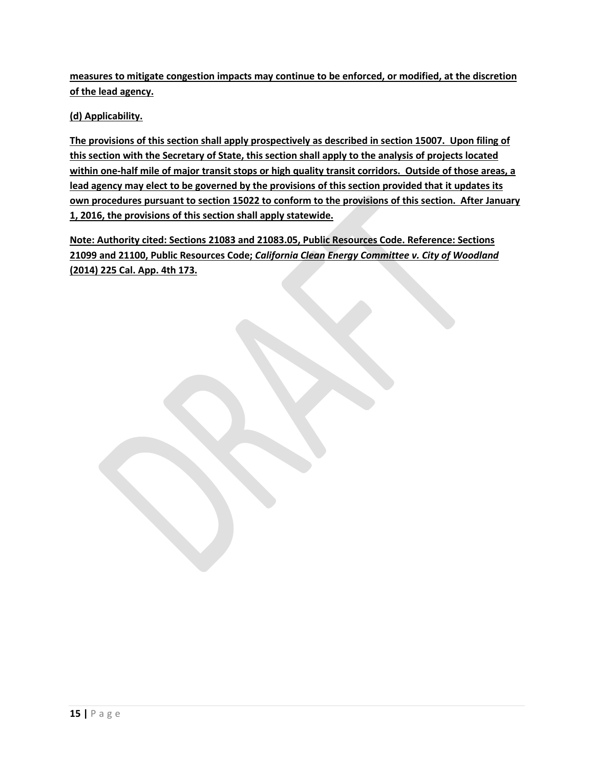**measures to mitigate congestion impacts may continue to be enforced, or modified, at the discretion of the lead agency.**

**(d) Applicability.**

**The provisions of this section shall apply prospectively as described in section 15007. Upon filing of this section with the Secretary of State, this section shall apply to the analysis of projects located within one-half mile of major transit stops or high quality transit corridors. Outside of those areas, a lead agency may elect to be governed by the provisions of this section provided that it updates its own procedures pursuant to section 15022 to conform to the provisions of this section. After January 1, 2016, the provisions of this section shall apply statewide.**

**Note: Authority cited: Sections 21083 and 21083.05, Public Resources Code. Reference: Sections 21099 and 21100, Public Resources Code; *California Clean Energy Committee v. City of Woodland* (2014) 225 Cal. App. 4th 173.**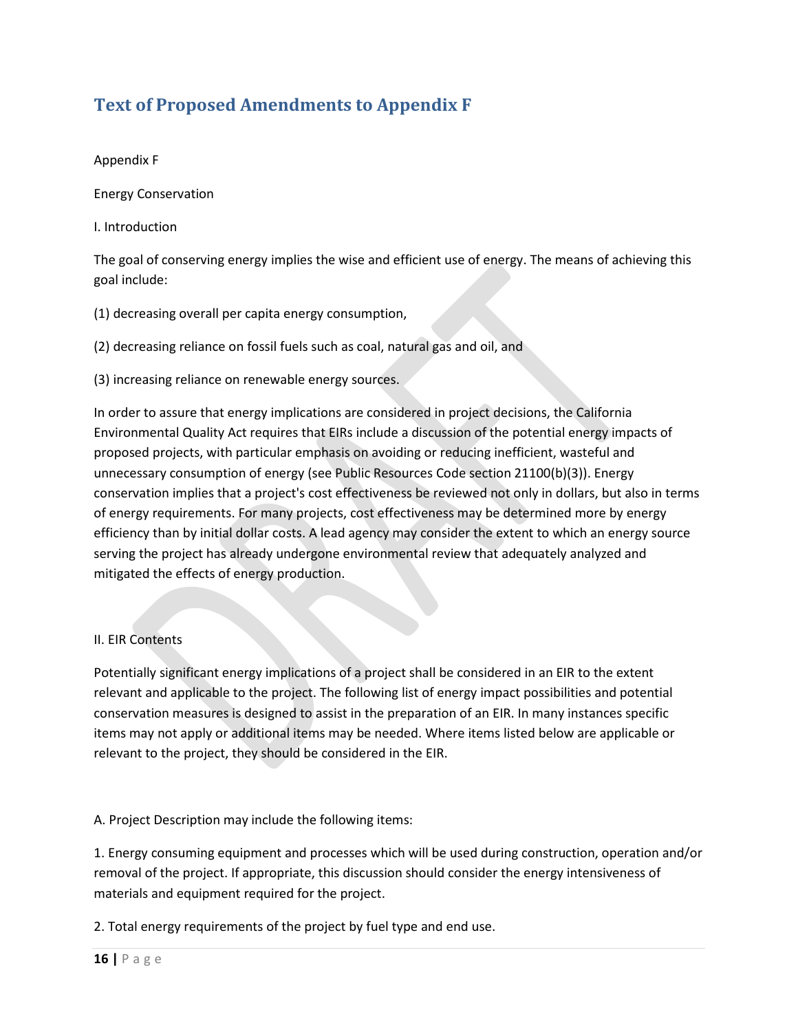## Text of Proposed Amendments to Appendix F

Appendix F

Energy Conservation

I. Introduction

The goal of conserving energy implies the wise and efficient use of energy. The means of achieving this goal include:

(1) decreasing overall per capita energy consumption,

(2) decreasing reliance on fossil fuels such as coal, natural gas and oil, and

(3) increasing reliance on renewable energy sources.

In order to assure that energy implications are considered in project decisions, the California Environmental Quality Act requires that EIRs include a discussion of the potential energy impacts of proposed projects, with particular emphasis on avoiding or reducing inefficient, wasteful and unnecessary consumption of energy (see Public Resources Code section 21100(b)(3)). Energy conservation implies that a project's cost effectiveness be reviewed not only in dollars, but also in terms of energy requirements. For many projects, cost effectiveness may be determined more by energy efficiency than by initial dollar costs. A lead agency may consider the extent to which an energy source serving the project has already undergone environmental review that adequately analyzed and mitigated the effects of energy production.

II. EIR Contents

Potentially significant energy implications of a project shall be considered in an EIR to the extent relevant and applicable to the project. The following list of energy impact possibilities and potential conservation measures is designed to assist in the preparation of an EIR. In many instances specific items may not apply or additional items may be needed. Where items listed below are applicable or relevant to the project, they should be considered in the EIR.

A. Project Description may include the following items:

1. Energy consuming equipment and processes which will be used during construction, operation and/or removal of the project. If appropriate, this discussion should consider the energy intensiveness of materials and equipment required for the project.

2. Total energy requirements of the project by fuel type and end use.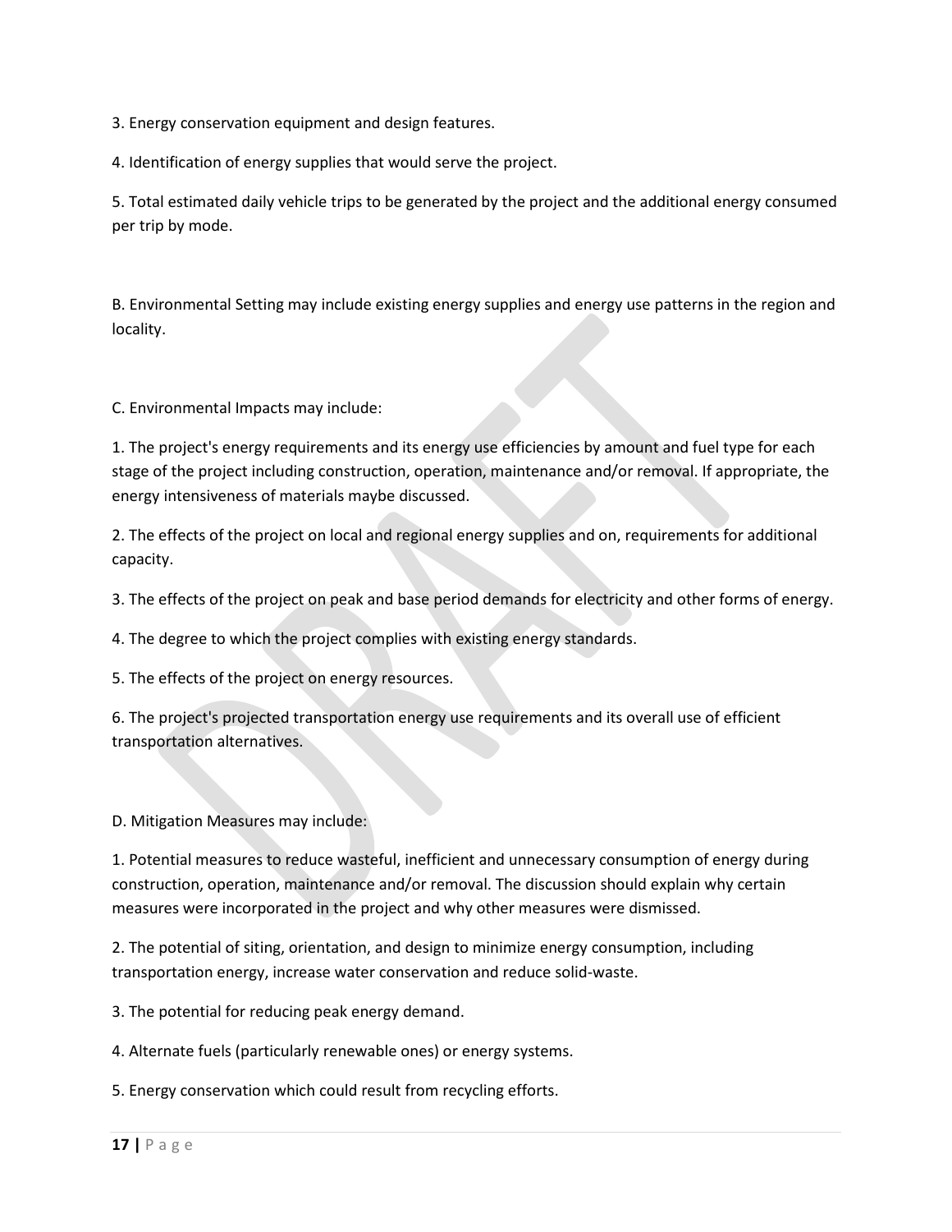3. Energy conservation equipment and design features.

4. Identification of energy supplies that would serve the project.

5. Total estimated daily vehicle trips to be generated by the project and the additional energy consumed per trip by mode.

B. Environmental Setting may include existing energy supplies and energy use patterns in the region and locality.

C. Environmental Impacts may include:

1. The project's energy requirements and its energy use efficiencies by amount and fuel type for each stage of the project including construction, operation, maintenance and/or removal. If appropriate, the energy intensiveness of materials maybe discussed.

2. The effects of the project on local and regional energy supplies and on, requirements for additional capacity.

3. The effects of the project on peak and base period demands for electricity and other forms of energy.

4. The degree to which the project complies with existing energy standards.

5. The effects of the project on energy resources.

6. The project's projected transportation energy use requirements and its overall use of efficient transportation alternatives.

D. Mitigation Measures may include:

1. Potential measures to reduce wasteful, inefficient and unnecessary consumption of energy during construction, operation, maintenance and/or removal. The discussion should explain why certain measures were incorporated in the project and why other measures were dismissed.

2. The potential of siting, orientation, and design to minimize energy consumption, including transportation energy, increase water conservation and reduce solid-waste.

3. The potential for reducing peak energy demand.

4. Alternate fuels (particularly renewable ones) or energy systems.

5. Energy conservation which could result from recycling efforts.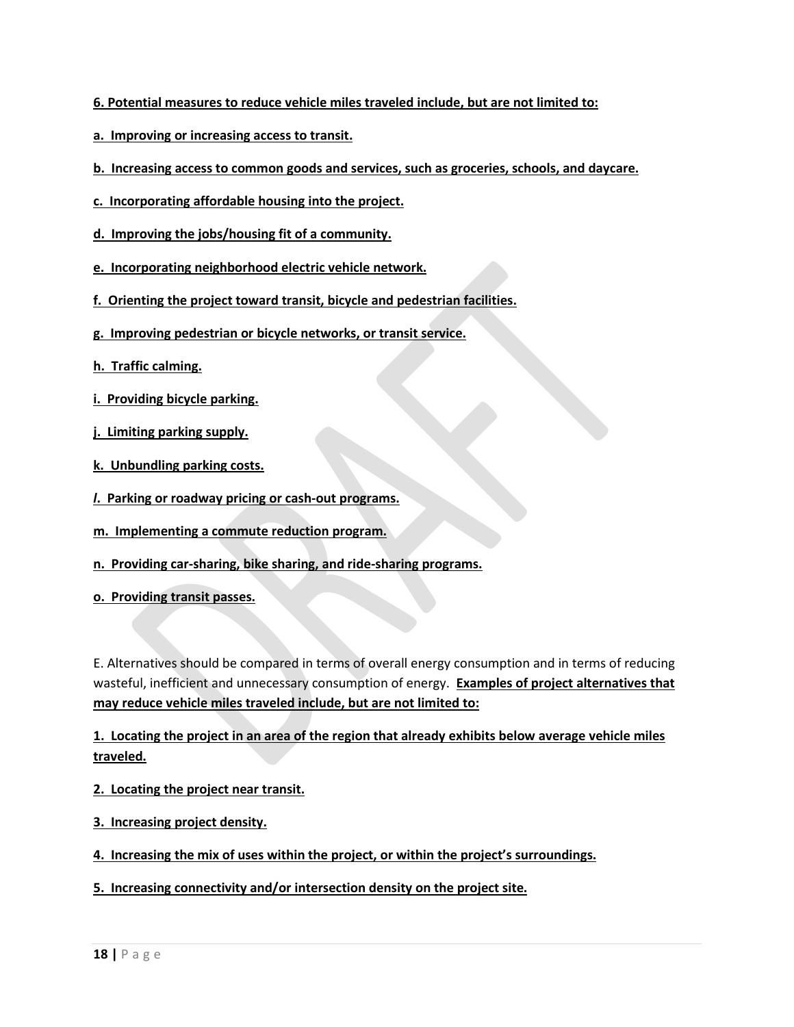<u>**6. Potential measures to reduce vehicle miles traveled include, but are not limited to:**</u>

<u>**a. Improving or increasing access to transit.**</u>

<u>**b. Increasing access to common goods and services, such as groceries, schools, and daycare.**</u>

<u>**c. Incorporating affordable housing into the project.**</u>

<u>**d. Improving the jobs/housing fit of a community.**</u>

<u>**e. Incorporating neighborhood electric vehicle network.**</u>

<u>**f. Orienting the project toward transit, bicycle and pedestrian facilities.**</u>

<u>**g. Improving pedestrian or bicycle networks, or transit service.**</u>

<u>**h. Traffic calming.**</u>

<u>**i. Providing bicycle parking.**</u>

<u>**j. Limiting parking supply.**</u>

<u>**k. Unbundling parking costs.**</u>

<u>***l*. Parking or roadway pricing or cash-out programs.**</u>

<u>**m. Implementing a commute reduction program.**</u>

<u>**n. Providing car-sharing, bike sharing, and ride-sharing programs.**</u>

<u>**o. Providing transit passes.**</u>

E. Alternatives should be compared in terms of overall energy consumption and in terms of reducing wasteful, inefficient and unnecessary consumption of energy. <u>**Examples of project alternatives that may reduce vehicle miles traveled include, but are not limited to:**</u>

<u>**1. Locating the project in an area of the region that already exhibits below average vehicle miles traveled.**</u>

<u>**2. Locating the project near transit.**</u>

<u>**3. Increasing project density.**</u>

<u>**4. Increasing the mix of uses within the project, or within the project's surroundings.**</u>

<u>**5. Increasing connectivity and/or intersection density on the project site.**</u>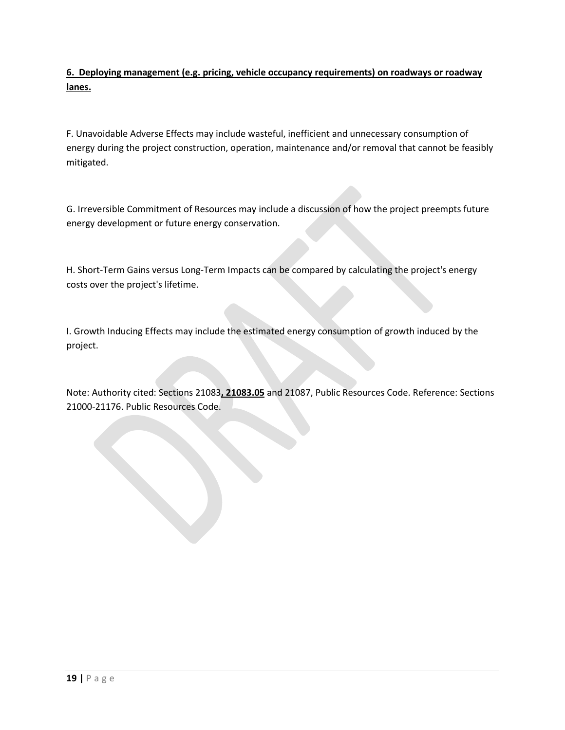**<u>6. Deploying management (e.g. pricing, vehicle occupancy requirements) on roadways or roadway lanes.</u>**

F. Unavoidable Adverse Effects may include wasteful, inefficient and unnecessary consumption of energy during the project construction, operation, maintenance and/or removal that cannot be feasibly mitigated.

G. Irreversible Commitment of Resources may include a discussion of how the project preempts future energy development or future energy conservation.

H. Short-Term Gains versus Long-Term Impacts can be compared by calculating the project's energy costs over the project's lifetime.

I. Growth Inducing Effects may include the estimated energy consumption of growth induced by the project.

Note: Authority cited: Sections 21083**<u>, 21083.05</u>** and 21087, Public Resources Code. Reference: Sections 21000-21176. Public Resources Code.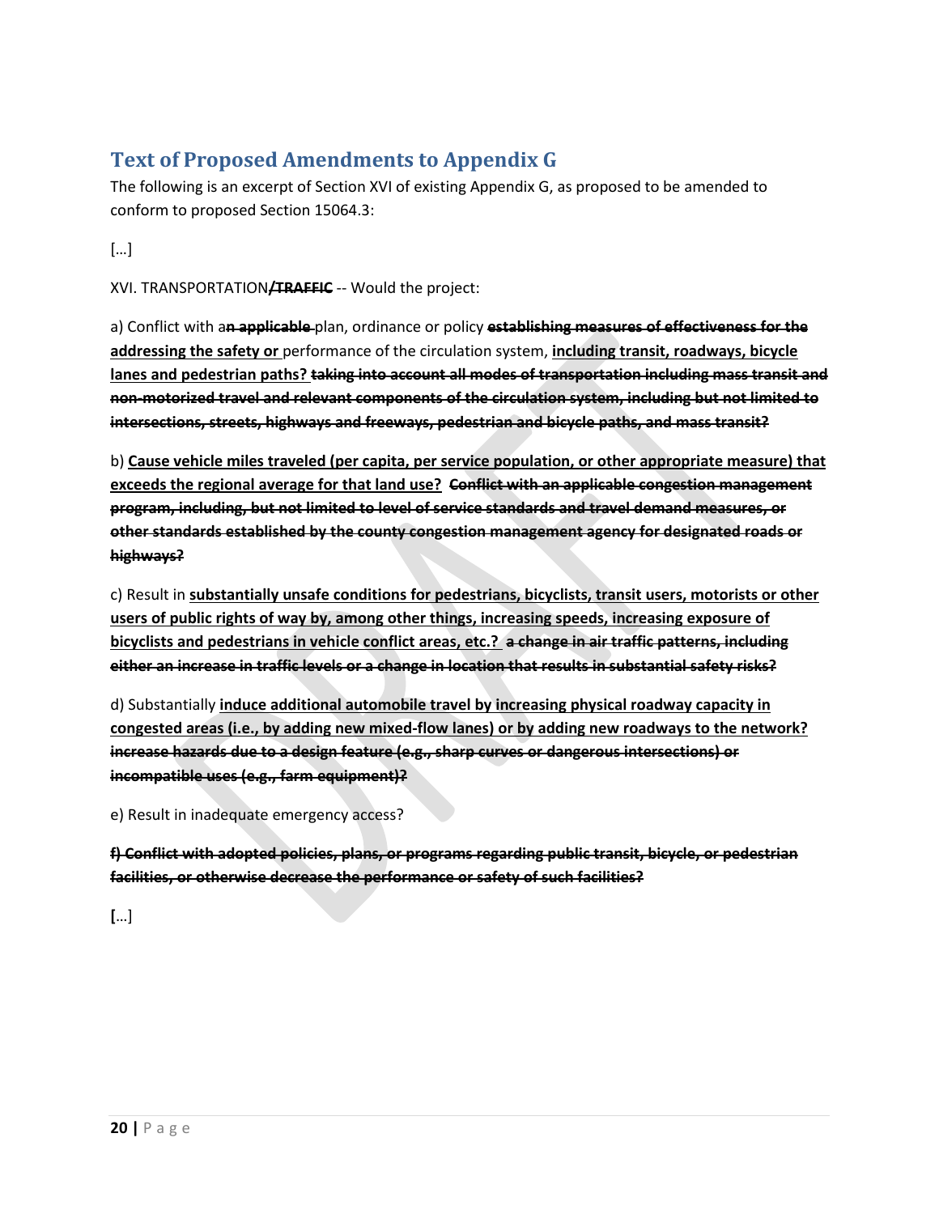## Text of Proposed Amendments to Appendix G

The following is an excerpt of Section XVI of existing Appendix G, as proposed to be amended to conform to proposed Section 15064.3:

[…]

XVI. TRANSPORTATION~~**/TRAFFIC**~~ -- Would the project:

a) Conflict with a~~**n applicable**~~ plan, ordinance or policy ~~**establishing measures of effectiveness for the**~~ <u>**addressing the safety or**</u> performance of the circulation system, <u>**including transit, roadways, bicycle lanes and pedestrian paths?**</u> ~~**taking into account all modes of transportation including mass transit and non-motorized travel and relevant components of the circulation system, including but not limited to intersections, streets, highways and freeways, pedestrian and bicycle paths, and mass transit?**~~

b) <u>**Cause vehicle miles traveled (per capita, per service population, or other appropriate measure) that exceeds the regional average for that land use?**</u> ~~**Conflict with an applicable congestion management program, including, but not limited to level of service standards and travel demand measures, or other standards established by the county congestion management agency for designated roads or highways?**~~

c) Result in <u>**substantially unsafe conditions for pedestrians, bicyclists, transit users, motorists or other users of public rights of way by, among other things, increasing speeds, increasing exposure of bicyclists and pedestrians in vehicle conflict areas, etc.?**</u> ~~**a change in air traffic patterns, including either an increase in traffic levels or a change in location that results in substantial safety risks?**~~

d) Substantially <u>**induce additional automobile travel by increasing physical roadway capacity in congested areas (i.e., by adding new mixed-flow lanes) or by adding new roadways to the network?**</u> ~~**increase hazards due to a design feature (e.g., sharp curves or dangerous intersections) or incompatible uses (e.g., farm equipment)?**~~

e) Result in inadequate emergency access?

~~**f) Conflict with adopted policies, plans, or programs regarding public transit, bicycle, or pedestrian facilities, or otherwise decrease the performance or safety of such facilities?**~~

**[**…]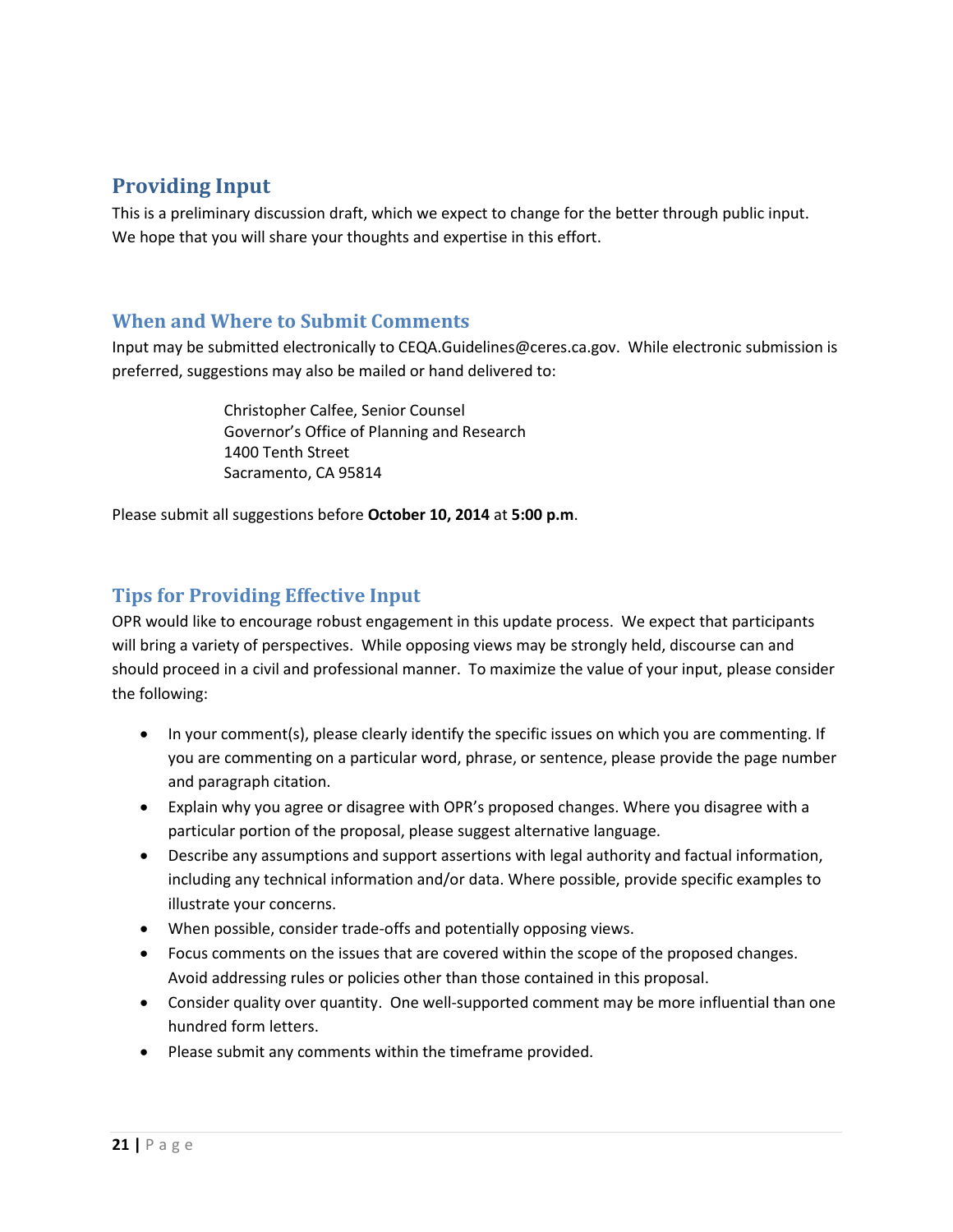## Providing Input

This is a preliminary discussion draft, which we expect to change for the better through public input. We hope that you will share your thoughts and expertise in this effort.

### When and Where to Submit Comments

Input may be submitted electronically to CEQA.Guidelines@ceres.ca.gov. While electronic submission is preferred, suggestions may also be mailed or hand delivered to:

> Christopher Calfee, Senior Counsel
> Governor's Office of Planning and Research
> 1400 Tenth Street
> Sacramento, CA 95814

Please submit all suggestions before **October 10, 2014** at **5:00 p.m**.

### Tips for Providing Effective Input

OPR would like to encourage robust engagement in this update process. We expect that participants will bring a variety of perspectives. While opposing views may be strongly held, discourse can and should proceed in a civil and professional manner. To maximize the value of your input, please consider the following:

- In your comment(s), please clearly identify the specific issues on which you are commenting. If you are commenting on a particular word, phrase, or sentence, please provide the page number and paragraph citation.
- Explain why you agree or disagree with OPR's proposed changes. Where you disagree with a particular portion of the proposal, please suggest alternative language.
- Describe any assumptions and support assertions with legal authority and factual information, including any technical information and/or data. Where possible, provide specific examples to illustrate your concerns.
- When possible, consider trade-offs and potentially opposing views.
- Focus comments on the issues that are covered within the scope of the proposed changes. Avoid addressing rules or policies other than those contained in this proposal.
- Consider quality over quantity. One well-supported comment may be more influential than one hundred form letters.
- Please submit any comments within the timeframe provided.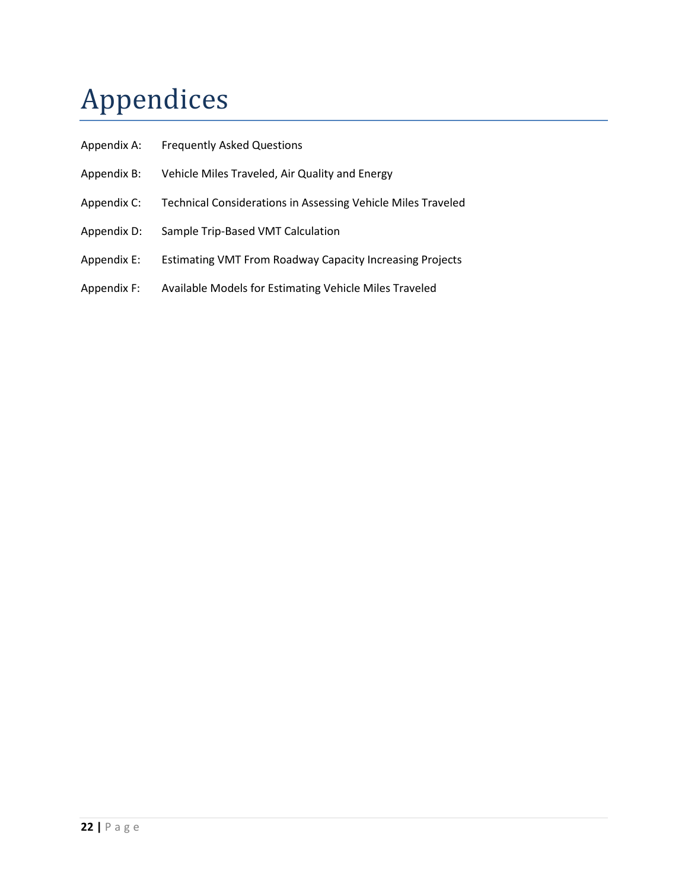# Appendices

Appendix A: Frequently Asked Questions

Appendix B: Vehicle Miles Traveled, Air Quality and Energy

Appendix C: Technical Considerations in Assessing Vehicle Miles Traveled

Appendix D: Sample Trip-Based VMT Calculation

Appendix E: Estimating VMT From Roadway Capacity Increasing Projects

Appendix F: Available Models for Estimating Vehicle Miles Traveled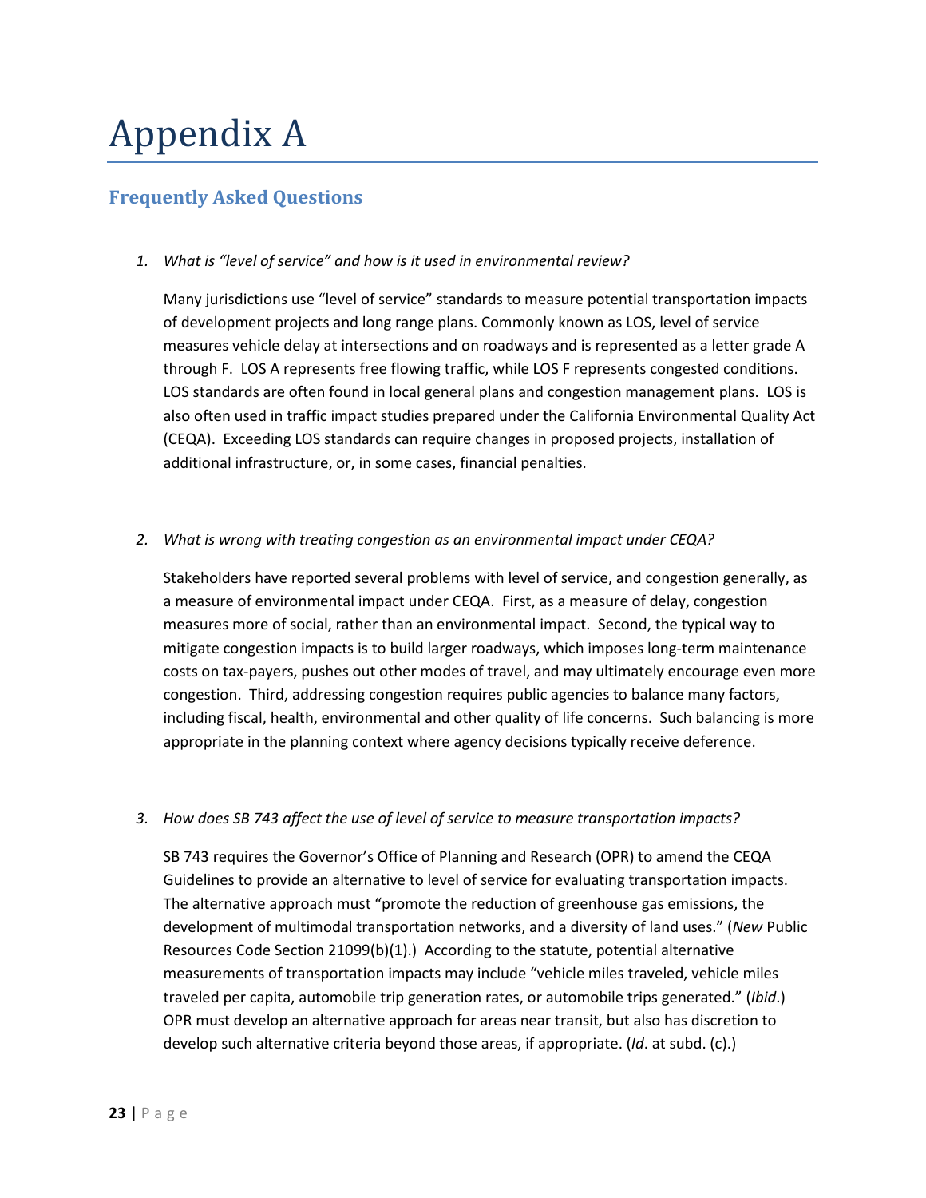# Appendix A

## Frequently Asked Questions

1. *What is "level of service" and how is it used in environmental review?*

   Many jurisdictions use "level of service" standards to measure potential transportation impacts of development projects and long range plans. Commonly known as LOS, level of service measures vehicle delay at intersections and on roadways and is represented as a letter grade A through F. LOS A represents free flowing traffic, while LOS F represents congested conditions. LOS standards are often found in local general plans and congestion management plans. LOS is also often used in traffic impact studies prepared under the California Environmental Quality Act (CEQA). Exceeding LOS standards can require changes in proposed projects, installation of additional infrastructure, or, in some cases, financial penalties.

2. *What is wrong with treating congestion as an environmental impact under CEQA?*

   Stakeholders have reported several problems with level of service, and congestion generally, as a measure of environmental impact under CEQA. First, as a measure of delay, congestion measures more of social, rather than an environmental impact. Second, the typical way to mitigate congestion impacts is to build larger roadways, which imposes long-term maintenance costs on tax-payers, pushes out other modes of travel, and may ultimately encourage even more congestion. Third, addressing congestion requires public agencies to balance many factors, including fiscal, health, environmental and other quality of life concerns. Such balancing is more appropriate in the planning context where agency decisions typically receive deference.

3. *How does SB 743 affect the use of level of service to measure transportation impacts?*

   SB 743 requires the Governor's Office of Planning and Research (OPR) to amend the CEQA Guidelines to provide an alternative to level of service for evaluating transportation impacts. The alternative approach must "promote the reduction of greenhouse gas emissions, the development of multimodal transportation networks, and a diversity of land uses." (*New* Public Resources Code Section 21099(b)(1).) According to the statute, potential alternative measurements of transportation impacts may include "vehicle miles traveled, vehicle miles traveled per capita, automobile trip generation rates, or automobile trips generated." (*Ibid*.) OPR must develop an alternative approach for areas near transit, but also has discretion to develop such alternative criteria beyond those areas, if appropriate. (*Id*. at subd. (c).)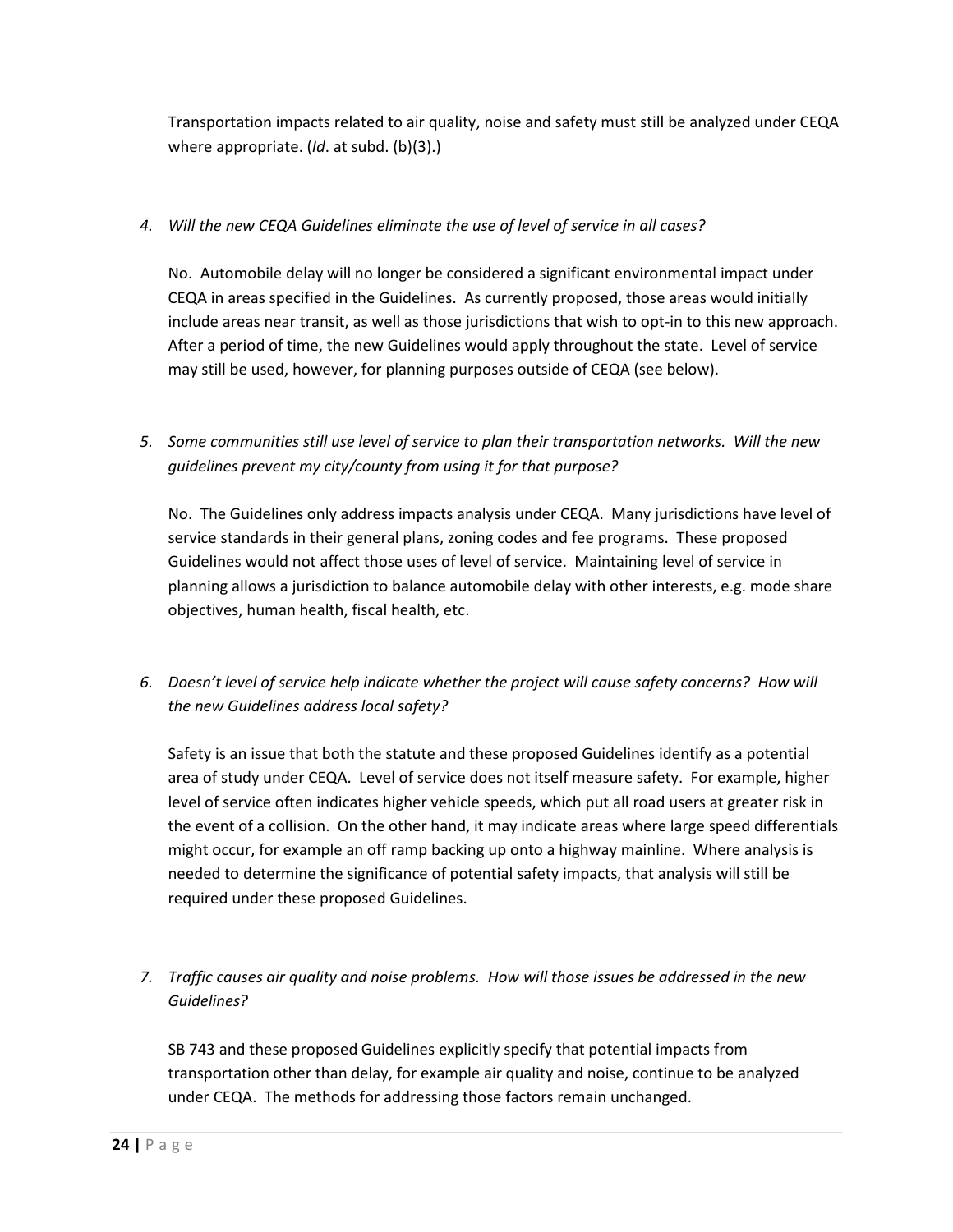Transportation impacts related to air quality, noise and safety must still be analyzed under CEQA where appropriate. (*Id*. at subd. (b)(3).)

4. *Will the new CEQA Guidelines eliminate the use of level of service in all cases?*

   No. Automobile delay will no longer be considered a significant environmental impact under CEQA in areas specified in the Guidelines. As currently proposed, those areas would initially include areas near transit, as well as those jurisdictions that wish to opt-in to this new approach. After a period of time, the new Guidelines would apply throughout the state. Level of service may still be used, however, for planning purposes outside of CEQA (see below).

5. *Some communities still use level of service to plan their transportation networks. Will the new guidelines prevent my city/county from using it for that purpose?*

   No. The Guidelines only address impacts analysis under CEQA. Many jurisdictions have level of service standards in their general plans, zoning codes and fee programs. These proposed Guidelines would not affect those uses of level of service. Maintaining level of service in planning allows a jurisdiction to balance automobile delay with other interests, e.g. mode share objectives, human health, fiscal health, etc.

6. *Doesn't level of service help indicate whether the project will cause safety concerns? How will the new Guidelines address local safety?*

   Safety is an issue that both the statute and these proposed Guidelines identify as a potential area of study under CEQA. Level of service does not itself measure safety. For example, higher level of service often indicates higher vehicle speeds, which put all road users at greater risk in the event of a collision. On the other hand, it may indicate areas where large speed differentials might occur, for example an off ramp backing up onto a highway mainline. Where analysis is needed to determine the significance of potential safety impacts, that analysis will still be required under these proposed Guidelines.

7. *Traffic causes air quality and noise problems. How will those issues be addressed in the new Guidelines?*

   SB 743 and these proposed Guidelines explicitly specify that potential impacts from transportation other than delay, for example air quality and noise, continue to be analyzed under CEQA. The methods for addressing those factors remain unchanged.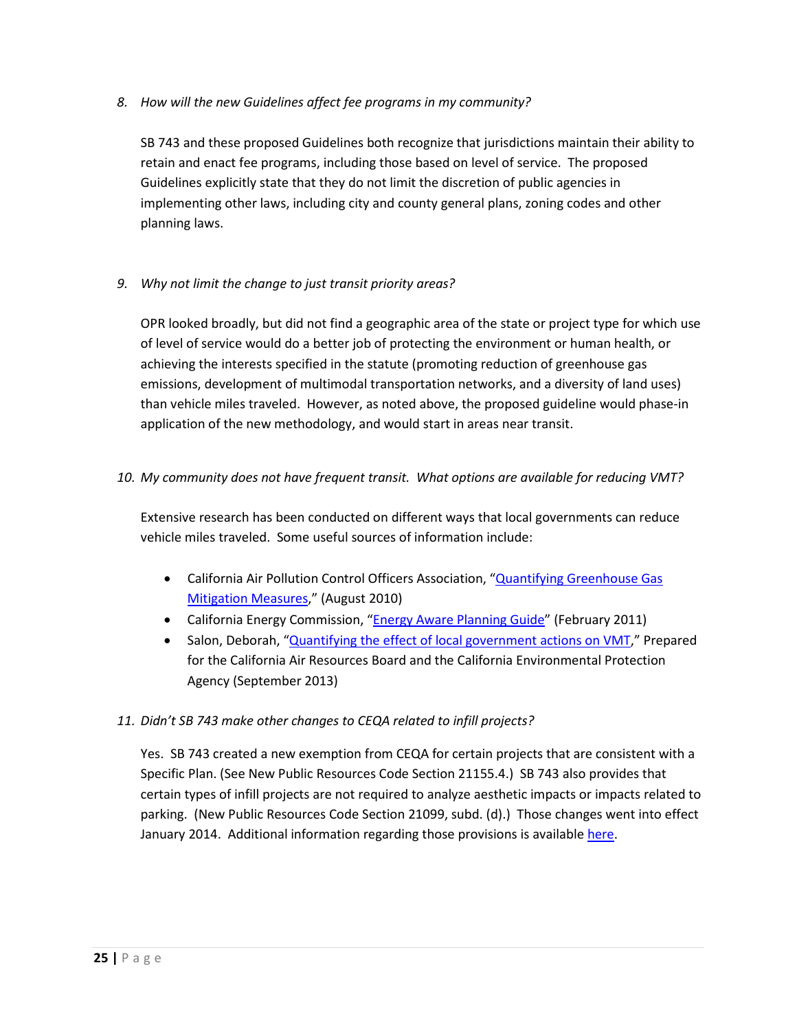*8. How will the new Guidelines affect fee programs in my community?*

SB 743 and these proposed Guidelines both recognize that jurisdictions maintain their ability to retain and enact fee programs, including those based on level of service. The proposed Guidelines explicitly state that they do not limit the discretion of public agencies in implementing other laws, including city and county general plans, zoning codes and other planning laws.

*9. Why not limit the change to just transit priority areas?*

OPR looked broadly, but did not find a geographic area of the state or project type for which use of level of service would do a better job of protecting the environment or human health, or achieving the interests specified in the statute (promoting reduction of greenhouse gas emissions, development of multimodal transportation networks, and a diversity of land uses) than vehicle miles traveled. However, as noted above, the proposed guideline would phase-in application of the new methodology, and would start in areas near transit.

*10. My community does not have frequent transit. What options are available for reducing VMT?*

Extensive research has been conducted on different ways that local governments can reduce vehicle miles traveled. Some useful sources of information include:

- California Air Pollution Control Officers Association, "Quantifying Greenhouse Gas Mitigation Measures," (August 2010)
- California Energy Commission, "Energy Aware Planning Guide" (February 2011)
- Salon, Deborah, "Quantifying the effect of local government actions on VMT," Prepared for the California Air Resources Board and the California Environmental Protection Agency (September 2013)

*11. Didn't SB 743 make other changes to CEQA related to infill projects?*

Yes. SB 743 created a new exemption from CEQA for certain projects that are consistent with a Specific Plan. (See New Public Resources Code Section 21155.4.) SB 743 also provides that certain types of infill projects are not required to analyze aesthetic impacts or impacts related to parking. (New Public Resources Code Section 21099, subd. (d).) Those changes went into effect January 2014. Additional information regarding those provisions is available here.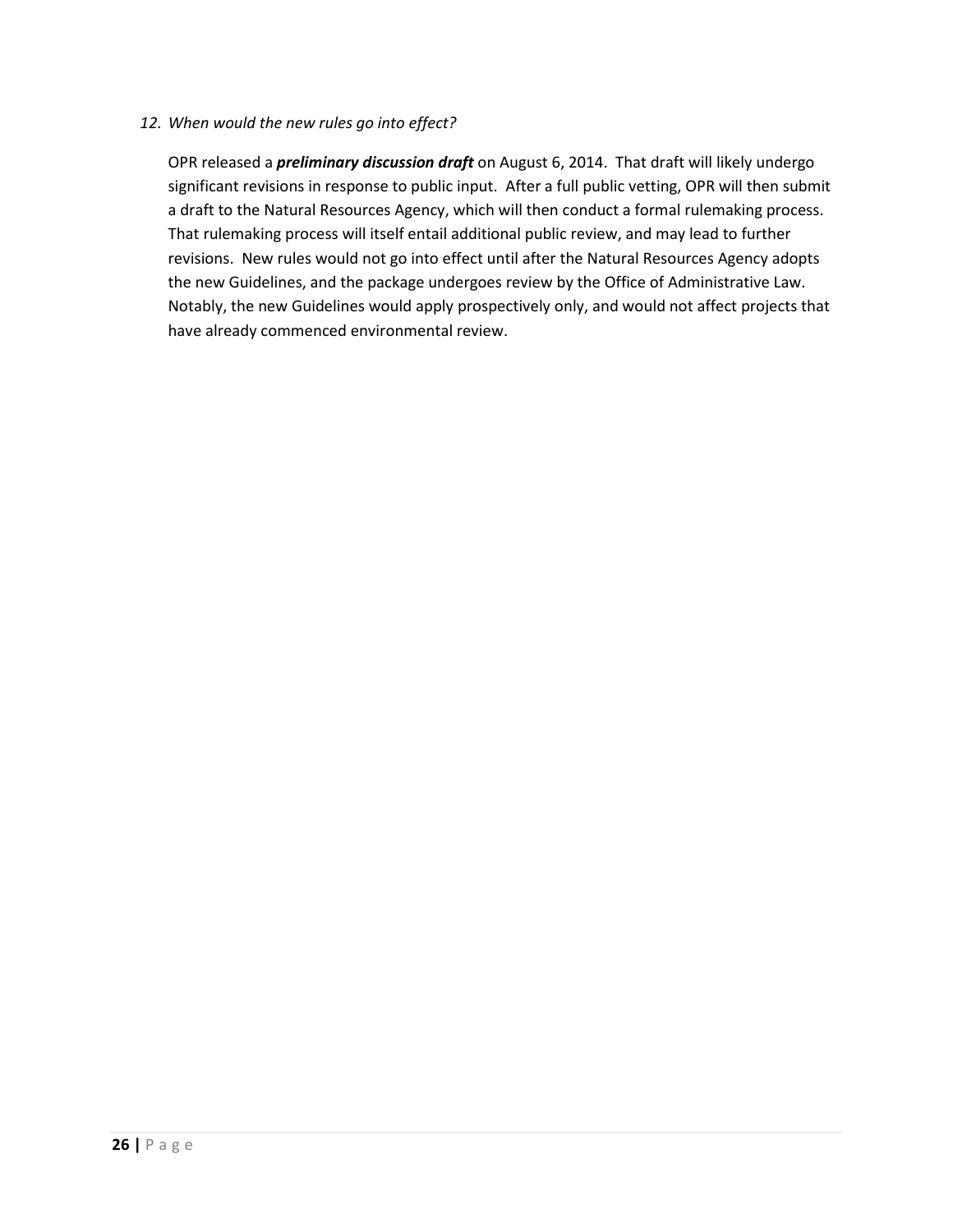*12. When would the new rules go into effect?*

OPR released a ***preliminary discussion draft*** on August 6, 2014. That draft will likely undergo significant revisions in response to public input. After a full public vetting, OPR will then submit a draft to the Natural Resources Agency, which will then conduct a formal rulemaking process. That rulemaking process will itself entail additional public review, and may lead to further revisions. New rules would not go into effect until after the Natural Resources Agency adopts the new Guidelines, and the package undergoes review by the Office of Administrative Law. Notably, the new Guidelines would apply prospectively only, and would not affect projects that have already commenced environmental review.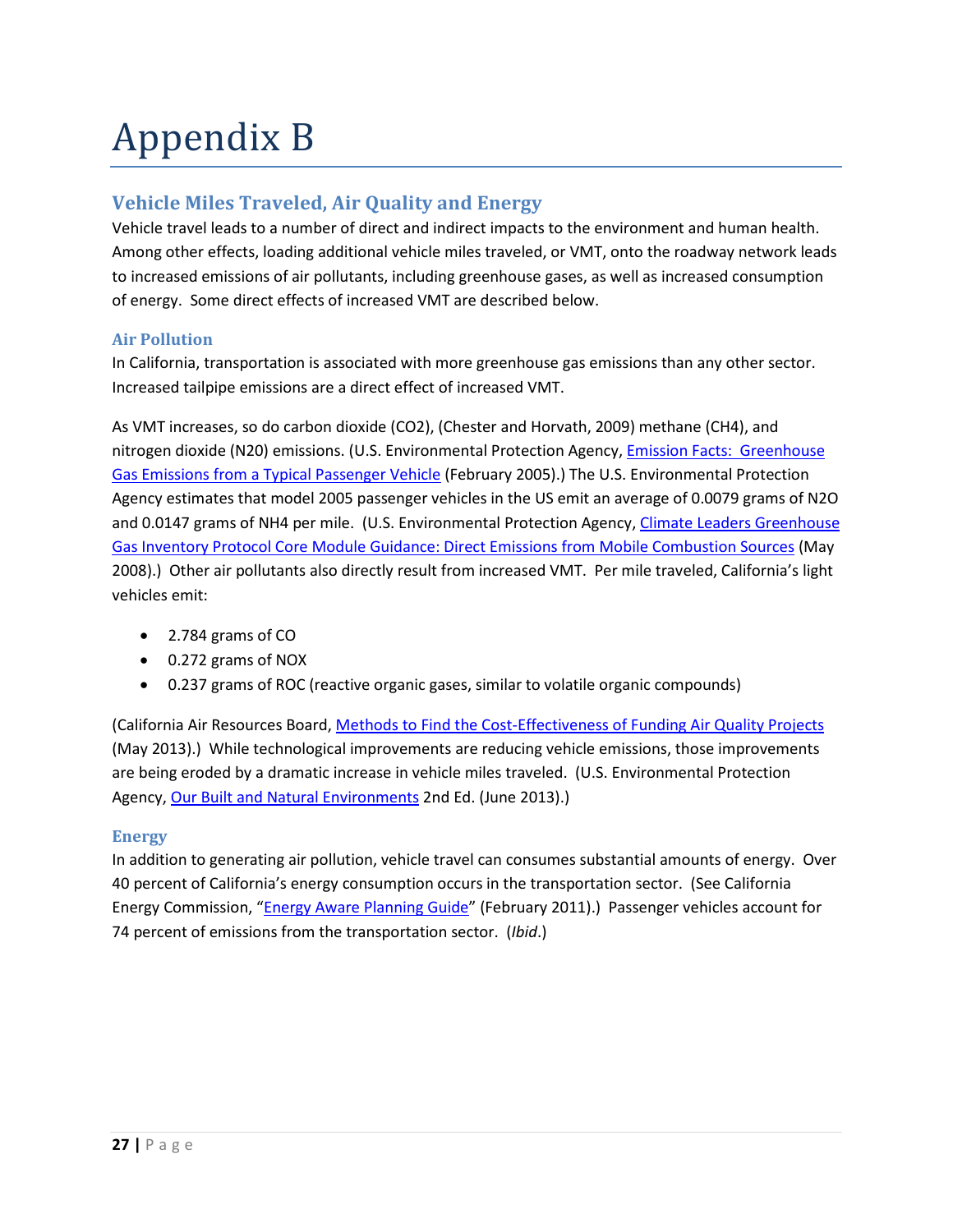# Appendix B

## Vehicle Miles Traveled, Air Quality and Energy

Vehicle travel leads to a number of direct and indirect impacts to the environment and human health. Among other effects, loading additional vehicle miles traveled, or VMT, onto the roadway network leads to increased emissions of air pollutants, including greenhouse gases, as well as increased consumption of energy. Some direct effects of increased VMT are described below.

### Air Pollution

In California, transportation is associated with more greenhouse gas emissions than any other sector. Increased tailpipe emissions are a direct effect of increased VMT.

As VMT increases, so do carbon dioxide ($CO2$), (Chester and Horvath, 2009) methane ($CH4$), and nitrogen dioxide ($N20$) emissions. (U.S. Environmental Protection Agency, [Emission Facts: Greenhouse Gas Emissions from a Typical Passenger Vehicle]() (February 2005).) The U.S. Environmental Protection Agency estimates that model 2005 passenger vehicles in the US emit an average of 0.0079 grams of $N2O$ and 0.0147 grams of $NH4$ per mile. (U.S. Environmental Protection Agency, [Climate Leaders Greenhouse Gas Inventory Protocol Core Module Guidance: Direct Emissions from Mobile Combustion Sources]() (May 2008).) Other air pollutants also directly result from increased VMT. Per mile traveled, California's light vehicles emit:

- 2.784 grams of CO
- 0.272 grams of NOX
- 0.237 grams of ROC (reactive organic gases, similar to volatile organic compounds)

(California Air Resources Board, [Methods to Find the Cost-Effectiveness of Funding Air Quality Projects]() (May 2013).) While technological improvements are reducing vehicle emissions, those improvements are being eroded by a dramatic increase in vehicle miles traveled. (U.S. Environmental Protection Agency, [Our Built and Natural Environments]() 2nd Ed. (June 2013).)

### Energy

In addition to generating air pollution, vehicle travel can consumes substantial amounts of energy. Over 40 percent of California's energy consumption occurs in the transportation sector. (See California Energy Commission, "[Energy Aware Planning Guide]()" (February 2011).) Passenger vehicles account for 74 percent of emissions from the transportation sector. (*Ibid*.)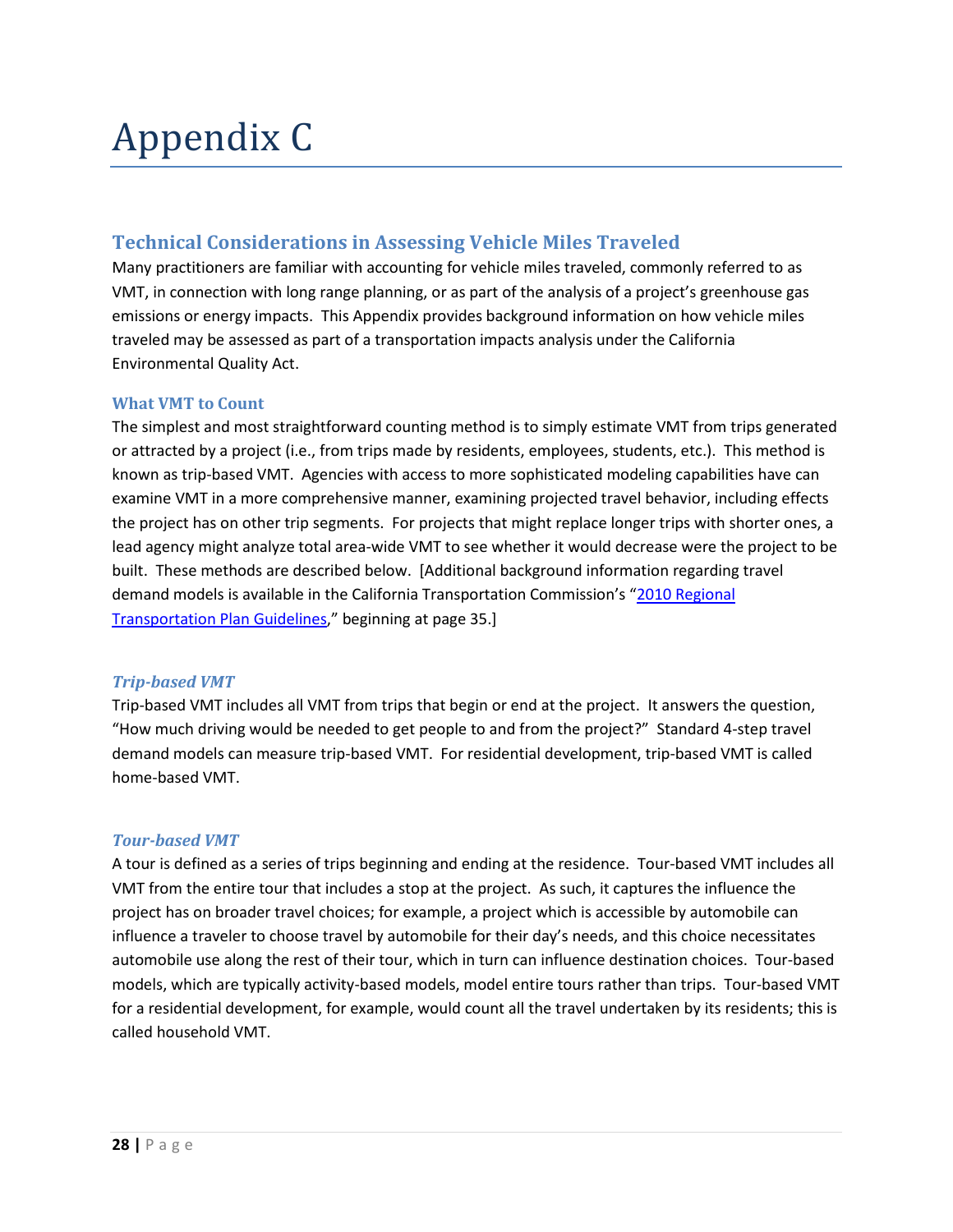# Appendix C

## Technical Considerations in Assessing Vehicle Miles Traveled

Many practitioners are familiar with accounting for vehicle miles traveled, commonly referred to as VMT, in connection with long range planning, or as part of the analysis of a project's greenhouse gas emissions or energy impacts. This Appendix provides background information on how vehicle miles traveled may be assessed as part of a transportation impacts analysis under the California Environmental Quality Act.

### What VMT to Count

The simplest and most straightforward counting method is to simply estimate VMT from trips generated or attracted by a project (i.e., from trips made by residents, employees, students, etc.). This method is known as trip-based VMT. Agencies with access to more sophisticated modeling capabilities have can examine VMT in a more comprehensive manner, examining projected travel behavior, including effects the project has on other trip segments. For projects that might replace longer trips with shorter ones, a lead agency might analyze total area-wide VMT to see whether it would decrease were the project to be built. These methods are described below. [Additional background information regarding travel demand models is available in the California Transportation Commission's "2010 Regional Transportation Plan Guidelines," beginning at page 35.]

#### *Trip-based VMT*

Trip-based VMT includes all VMT from trips that begin or end at the project. It answers the question, "How much driving would be needed to get people to and from the project?" Standard 4-step travel demand models can measure trip-based VMT. For residential development, trip-based VMT is called home-based VMT.

#### *Tour-based VMT*

A tour is defined as a series of trips beginning and ending at the residence. Tour-based VMT includes all VMT from the entire tour that includes a stop at the project. As such, it captures the influence the project has on broader travel choices; for example, a project which is accessible by automobile can influence a traveler to choose travel by automobile for their day's needs, and this choice necessitates automobile use along the rest of their tour, which in turn can influence destination choices. Tour-based models, which are typically activity-based models, model entire tours rather than trips. Tour-based VMT for a residential development, for example, would count all the travel undertaken by its residents; this is called household VMT.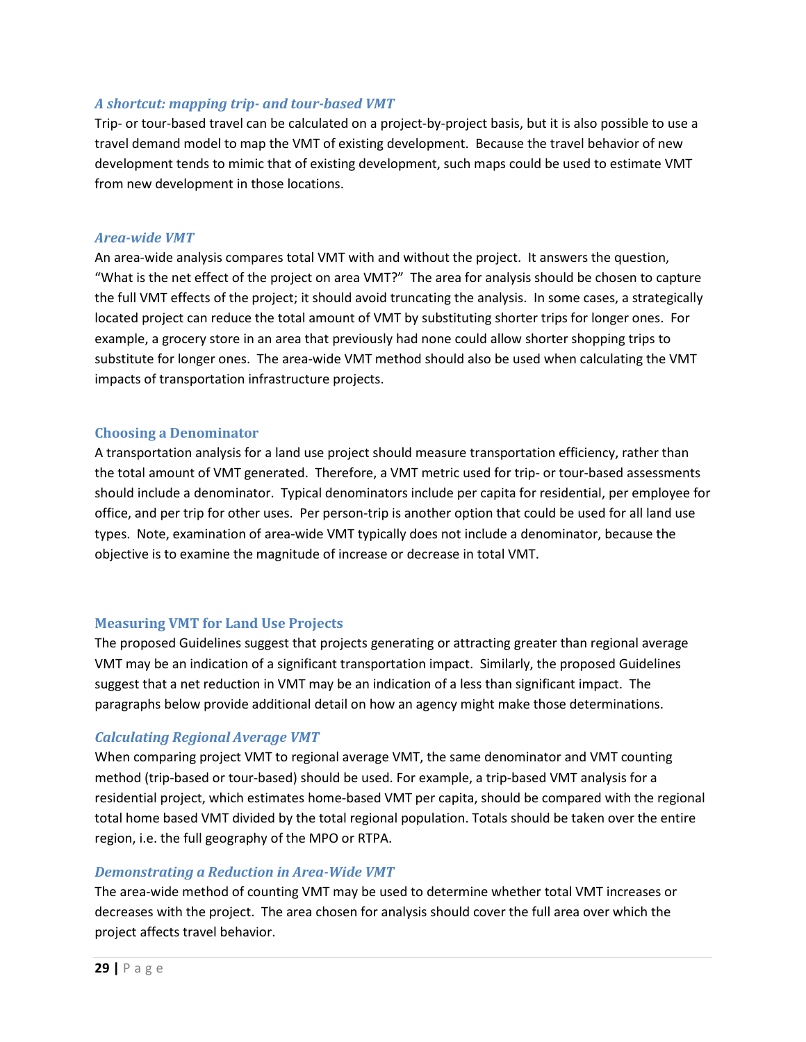### *A shortcut: mapping trip- and tour-based VMT*

Trip- or tour-based travel can be calculated on a project-by-project basis, but it is also possible to use a travel demand model to map the VMT of existing development. Because the travel behavior of new development tends to mimic that of existing development, such maps could be used to estimate VMT from new development in those locations.

### *Area-wide VMT*

An area-wide analysis compares total VMT with and without the project. It answers the question, "What is the net effect of the project on area VMT?" The area for analysis should be chosen to capture the full VMT effects of the project; it should avoid truncating the analysis. In some cases, a strategically located project can reduce the total amount of VMT by substituting shorter trips for longer ones. For example, a grocery store in an area that previously had none could allow shorter shopping trips to substitute for longer ones. The area-wide VMT method should also be used when calculating the VMT impacts of transportation infrastructure projects.

## Choosing a Denominator

A transportation analysis for a land use project should measure transportation efficiency, rather than the total amount of VMT generated. Therefore, a VMT metric used for trip- or tour-based assessments should include a denominator. Typical denominators include per capita for residential, per employee for office, and per trip for other uses. Per person-trip is another option that could be used for all land use types. Note, examination of area-wide VMT typically does not include a denominator, because the objective is to examine the magnitude of increase or decrease in total VMT.

## Measuring VMT for Land Use Projects

The proposed Guidelines suggest that projects generating or attracting greater than regional average VMT may be an indication of a significant transportation impact. Similarly, the proposed Guidelines suggest that a net reduction in VMT may be an indication of a less than significant impact. The paragraphs below provide additional detail on how an agency might make those determinations.

### *Calculating Regional Average VMT*

When comparing project VMT to regional average VMT, the same denominator and VMT counting method (trip-based or tour-based) should be used. For example, a trip-based VMT analysis for a residential project, which estimates home-based VMT per capita, should be compared with the regional total home based VMT divided by the total regional population. Totals should be taken over the entire region, i.e. the full geography of the MPO or RTPA.

### *Demonstrating a Reduction in Area-Wide VMT*

The area-wide method of counting VMT may be used to determine whether total VMT increases or decreases with the project. The area chosen for analysis should cover the full area over which the project affects travel behavior.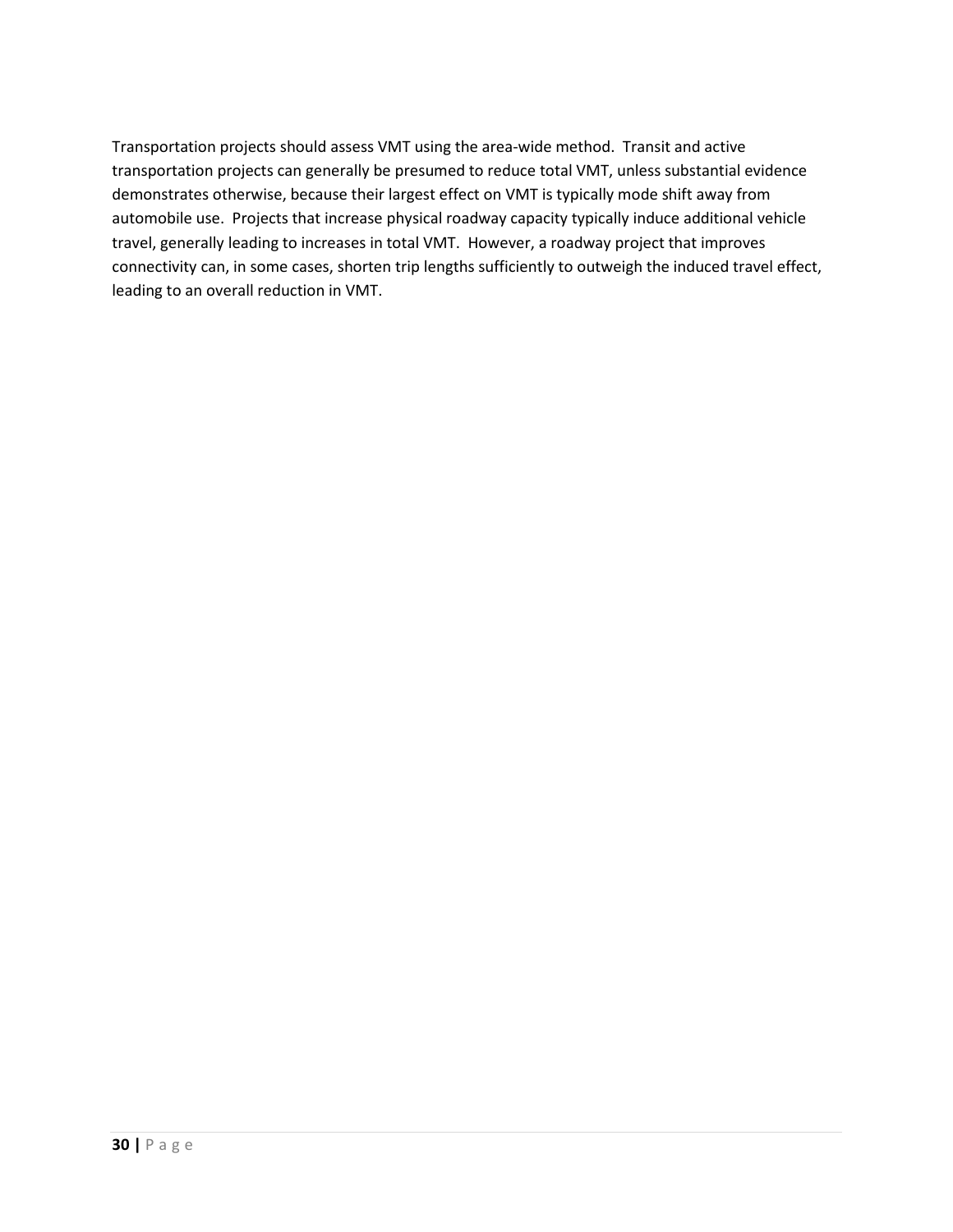Transportation projects should assess VMT using the area-wide method. Transit and active transportation projects can generally be presumed to reduce total VMT, unless substantial evidence demonstrates otherwise, because their largest effect on VMT is typically mode shift away from automobile use. Projects that increase physical roadway capacity typically induce additional vehicle travel, generally leading to increases in total VMT. However, a roadway project that improves connectivity can, in some cases, shorten trip lengths sufficiently to outweigh the induced travel effect, leading to an overall reduction in VMT.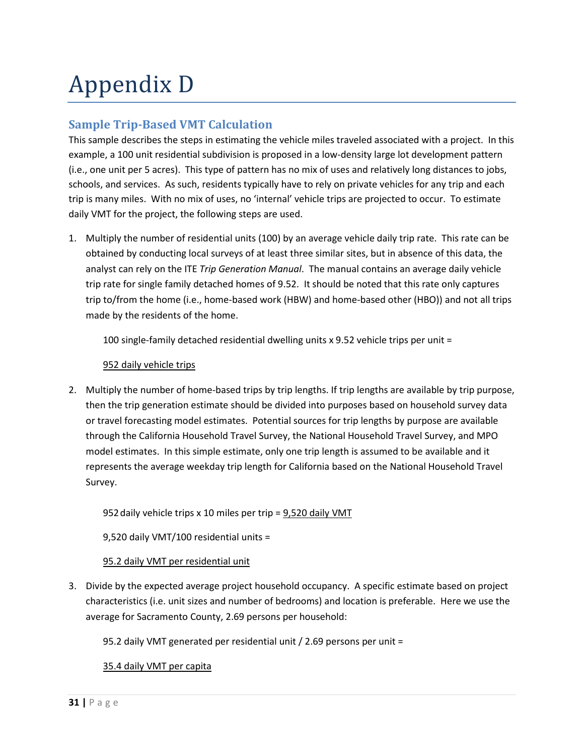# Appendix D

## Sample Trip-Based VMT Calculation

This sample describes the steps in estimating the vehicle miles traveled associated with a project. In this example, a 100 unit residential subdivision is proposed in a low-density large lot development pattern (i.e., one unit per 5 acres). This type of pattern has no mix of uses and relatively long distances to jobs, schools, and services. As such, residents typically have to rely on private vehicles for any trip and each trip is many miles. With no mix of uses, no 'internal' vehicle trips are projected to occur. To estimate daily VMT for the project, the following steps are used.

1. Multiply the number of residential units (100) by an average vehicle daily trip rate. This rate can be obtained by conducting local surveys of at least three similar sites, but in absence of this data, the analyst can rely on the ITE *Trip Generation Manual*. The manual contains an average daily vehicle trip rate for single family detached homes of 9.52. It should be noted that this rate only captures trip to/from the home (i.e., home-based work (HBW) and home-based other (HBO)) and not all trips made by the residents of the home.

   100 single-family detached residential dwelling units x 9.52 vehicle trips per unit =

   <u>952 daily vehicle trips</u>

2. Multiply the number of home-based trips by trip lengths. If trip lengths are available by trip purpose, then the trip generation estimate should be divided into purposes based on household survey data or travel forecasting model estimates. Potential sources for trip lengths by purpose are available through the California Household Travel Survey, the National Household Travel Survey, and MPO model estimates. In this simple estimate, only one trip length is assumed to be available and it represents the average weekday trip length for California based on the National Household Travel Survey.

   952 daily vehicle trips x 10 miles per trip = <u>9,520 daily VMT</u>

   9,520 daily VMT/100 residential units =

   <u>95.2 daily VMT per residential unit</u>

3. Divide by the expected average project household occupancy. A specific estimate based on project characteristics (i.e. unit sizes and number of bedrooms) and location is preferable. Here we use the average for Sacramento County, 2.69 persons per household:

   95.2 daily VMT generated per residential unit / 2.69 persons per unit =

   <u>35.4 daily VMT per capita</u>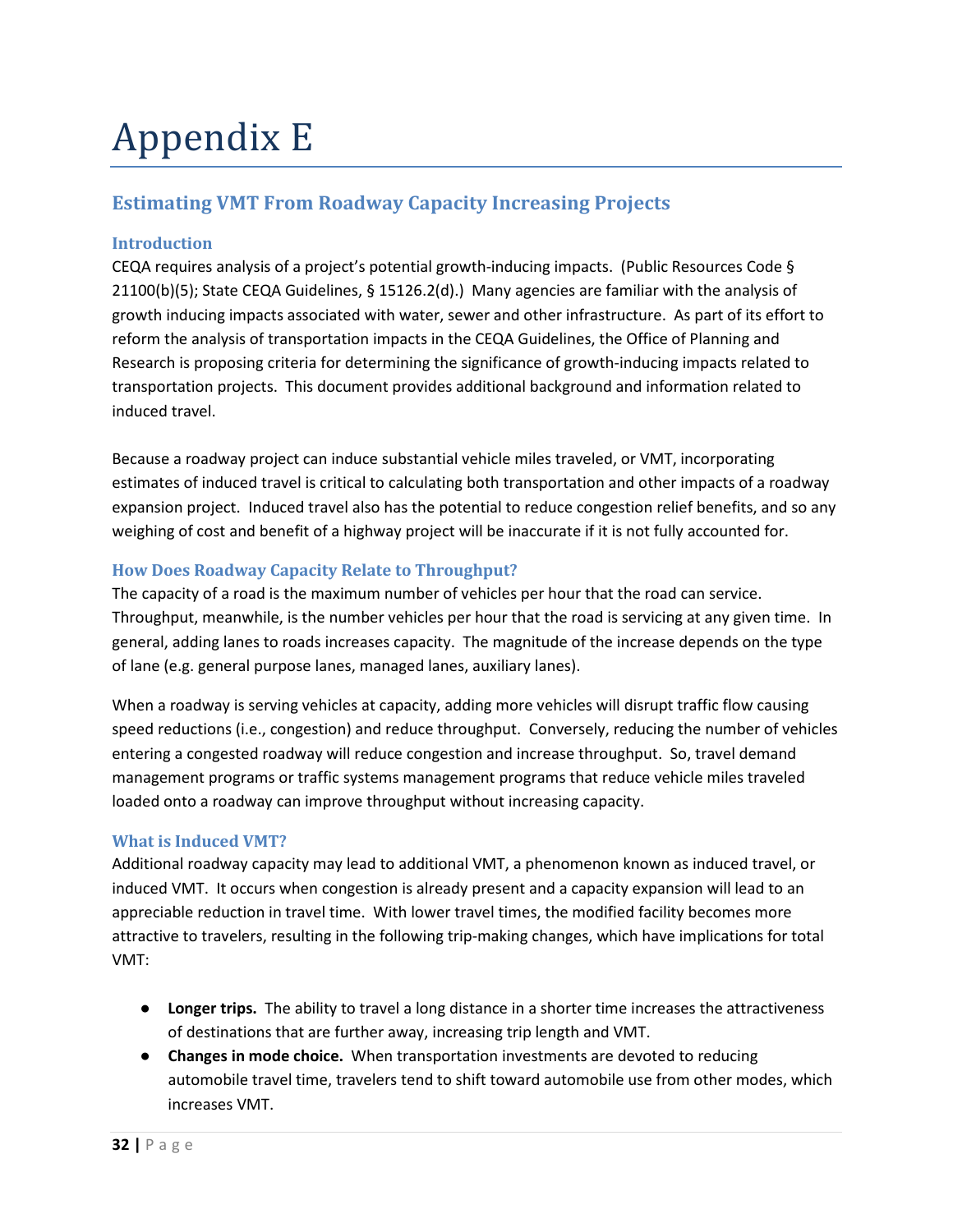# Appendix E

## Estimating VMT From Roadway Capacity Increasing Projects

### Introduction

CEQA requires analysis of a project's potential growth-inducing impacts. (Public Resources Code § 21100(b)(5); State CEQA Guidelines, § 15126.2(d).) Many agencies are familiar with the analysis of growth inducing impacts associated with water, sewer and other infrastructure. As part of its effort to reform the analysis of transportation impacts in the CEQA Guidelines, the Office of Planning and Research is proposing criteria for determining the significance of growth-inducing impacts related to transportation projects. This document provides additional background and information related to induced travel.

Because a roadway project can induce substantial vehicle miles traveled, or VMT, incorporating estimates of induced travel is critical to calculating both transportation and other impacts of a roadway expansion project. Induced travel also has the potential to reduce congestion relief benefits, and so any weighing of cost and benefit of a highway project will be inaccurate if it is not fully accounted for.

### How Does Roadway Capacity Relate to Throughput?

The capacity of a road is the maximum number of vehicles per hour that the road can service. Throughput, meanwhile, is the number vehicles per hour that the road is servicing at any given time. In general, adding lanes to roads increases capacity. The magnitude of the increase depends on the type of lane (e.g. general purpose lanes, managed lanes, auxiliary lanes).

When a roadway is serving vehicles at capacity, adding more vehicles will disrupt traffic flow causing speed reductions (i.e., congestion) and reduce throughput. Conversely, reducing the number of vehicles entering a congested roadway will reduce congestion and increase throughput. So, travel demand management programs or traffic systems management programs that reduce vehicle miles traveled loaded onto a roadway can improve throughput without increasing capacity.

### What is Induced VMT?

Additional roadway capacity may lead to additional VMT, a phenomenon known as induced travel, or induced VMT. It occurs when congestion is already present and a capacity expansion will lead to an appreciable reduction in travel time. With lower travel times, the modified facility becomes more attractive to travelers, resulting in the following trip-making changes, which have implications for total VMT:

- **Longer trips.** The ability to travel a long distance in a shorter time increases the attractiveness of destinations that are further away, increasing trip length and VMT.
- **Changes in mode choice.** When transportation investments are devoted to reducing automobile travel time, travelers tend to shift toward automobile use from other modes, which increases VMT.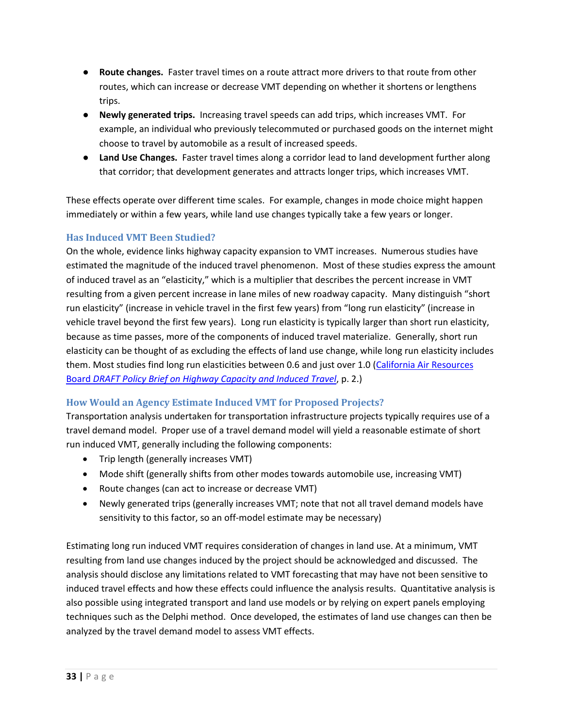- **Route changes.** Faster travel times on a route attract more drivers to that route from other routes, which can increase or decrease VMT depending on whether it shortens or lengthens trips.
- **Newly generated trips.** Increasing travel speeds can add trips, which increases VMT. For example, an individual who previously telecommuted or purchased goods on the internet might choose to travel by automobile as a result of increased speeds.
- **Land Use Changes.** Faster travel times along a corridor lead to land development further along that corridor; that development generates and attracts longer trips, which increases VMT.

These effects operate over different time scales. For example, changes in mode choice might happen immediately or within a few years, while land use changes typically take a few years or longer.

### Has Induced VMT Been Studied?

On the whole, evidence links highway capacity expansion to VMT increases. Numerous studies have estimated the magnitude of the induced travel phenomenon. Most of these studies express the amount of induced travel as an "elasticity," which is a multiplier that describes the percent increase in VMT resulting from a given percent increase in lane miles of new roadway capacity. Many distinguish "short run elasticity" (increase in vehicle travel in the first few years) from "long run elasticity" (increase in vehicle travel beyond the first few years). Long run elasticity is typically larger than short run elasticity, because as time passes, more of the components of induced travel materialize. Generally, short run elasticity can be thought of as excluding the effects of land use change, while long run elasticity includes them. Most studies find long run elasticities between 0.6 and just over 1.0 (California Air Resources Board *DRAFT Policy Brief on Highway Capacity and Induced Travel*, p. 2.)

### How Would an Agency Estimate Induced VMT for Proposed Projects?

Transportation analysis undertaken for transportation infrastructure projects typically requires use of a travel demand model. Proper use of a travel demand model will yield a reasonable estimate of short run induced VMT, generally including the following components:

- Trip length (generally increases VMT)
- Mode shift (generally shifts from other modes towards automobile use, increasing VMT)
- Route changes (can act to increase or decrease VMT)
- Newly generated trips (generally increases VMT; note that not all travel demand models have sensitivity to this factor, so an off-model estimate may be necessary)

Estimating long run induced VMT requires consideration of changes in land use. At a minimum, VMT resulting from land use changes induced by the project should be acknowledged and discussed. The analysis should disclose any limitations related to VMT forecasting that may have not been sensitive to induced travel effects and how these effects could influence the analysis results. Quantitative analysis is also possible using integrated transport and land use models or by relying on expert panels employing techniques such as the Delphi method. Once developed, the estimates of land use changes can then be analyzed by the travel demand model to assess VMT effects.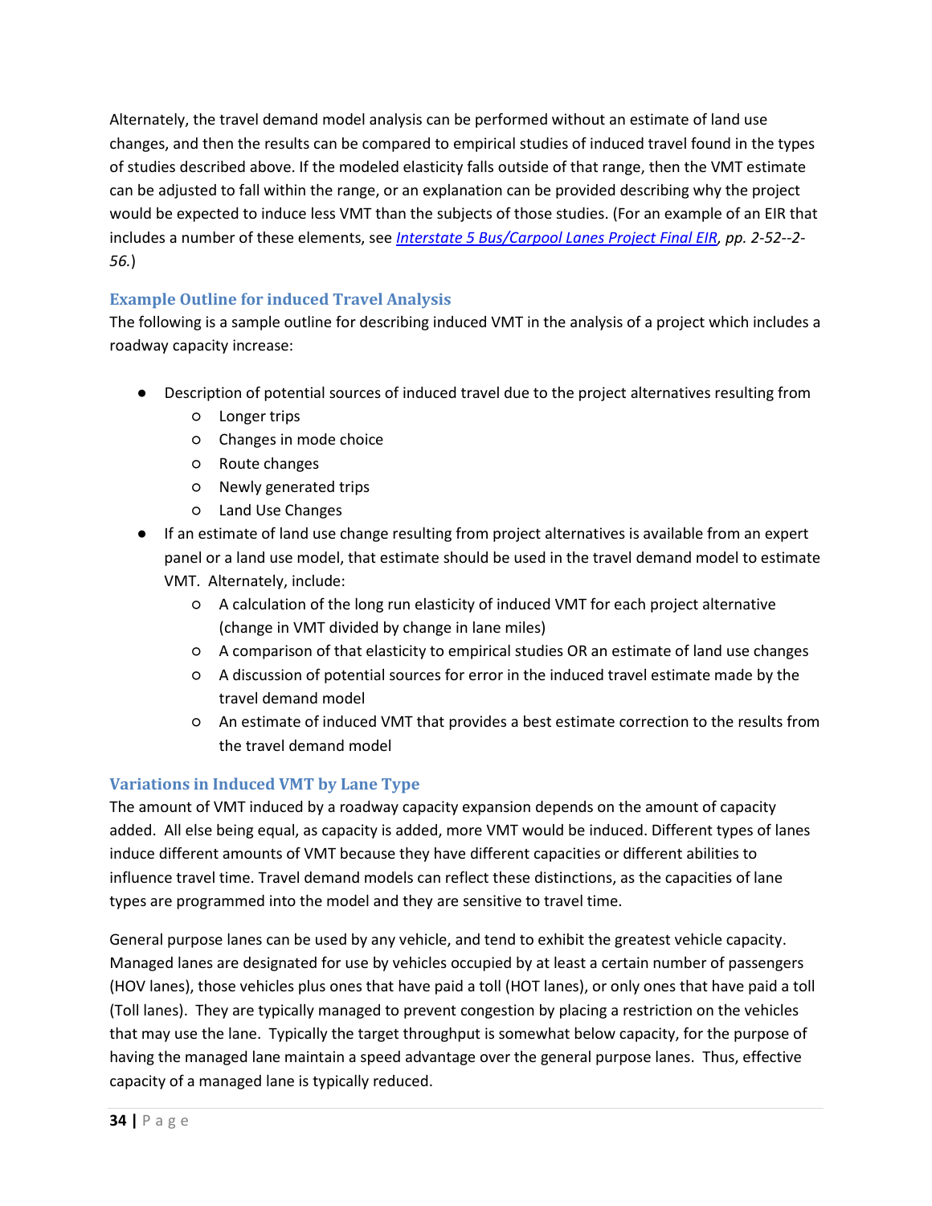Alternately, the travel demand model analysis can be performed without an estimate of land use changes, and then the results can be compared to empirical studies of induced travel found in the types of studies described above. If the modeled elasticity falls outside of that range, then the VMT estimate can be adjusted to fall within the range, or an explanation can be provided describing why the project would be expected to induce less VMT than the subjects of those studies. (For an example of an EIR that includes a number of these elements, see *Interstate 5 Bus/Carpool Lanes Project Final EIR, pp. 2-52--2-56.*)

### Example Outline for induced Travel Analysis

The following is a sample outline for describing induced VMT in the analysis of a project which includes a roadway capacity increase:

- Description of potential sources of induced travel due to the project alternatives resulting from
  - Longer trips
  - Changes in mode choice
  - Route changes
  - Newly generated trips
  - Land Use Changes
- If an estimate of land use change resulting from project alternatives is available from an expert panel or a land use model, that estimate should be used in the travel demand model to estimate VMT. Alternately, include:
  - A calculation of the long run elasticity of induced VMT for each project alternative (change in VMT divided by change in lane miles)
  - A comparison of that elasticity to empirical studies OR an estimate of land use changes
  - A discussion of potential sources for error in the induced travel estimate made by the travel demand model
  - An estimate of induced VMT that provides a best estimate correction to the results from the travel demand model

### Variations in Induced VMT by Lane Type

The amount of VMT induced by a roadway capacity expansion depends on the amount of capacity added. All else being equal, as capacity is added, more VMT would be induced. Different types of lanes induce different amounts of VMT because they have different capacities or different abilities to influence travel time. Travel demand models can reflect these distinctions, as the capacities of lane types are programmed into the model and they are sensitive to travel time.

General purpose lanes can be used by any vehicle, and tend to exhibit the greatest vehicle capacity. Managed lanes are designated for use by vehicles occupied by at least a certain number of passengers (HOV lanes), those vehicles plus ones that have paid a toll (HOT lanes), or only ones that have paid a toll (Toll lanes). They are typically managed to prevent congestion by placing a restriction on the vehicles that may use the lane. Typically the target throughput is somewhat below capacity, for the purpose of having the managed lane maintain a speed advantage over the general purpose lanes. Thus, effective capacity of a managed lane is typically reduced.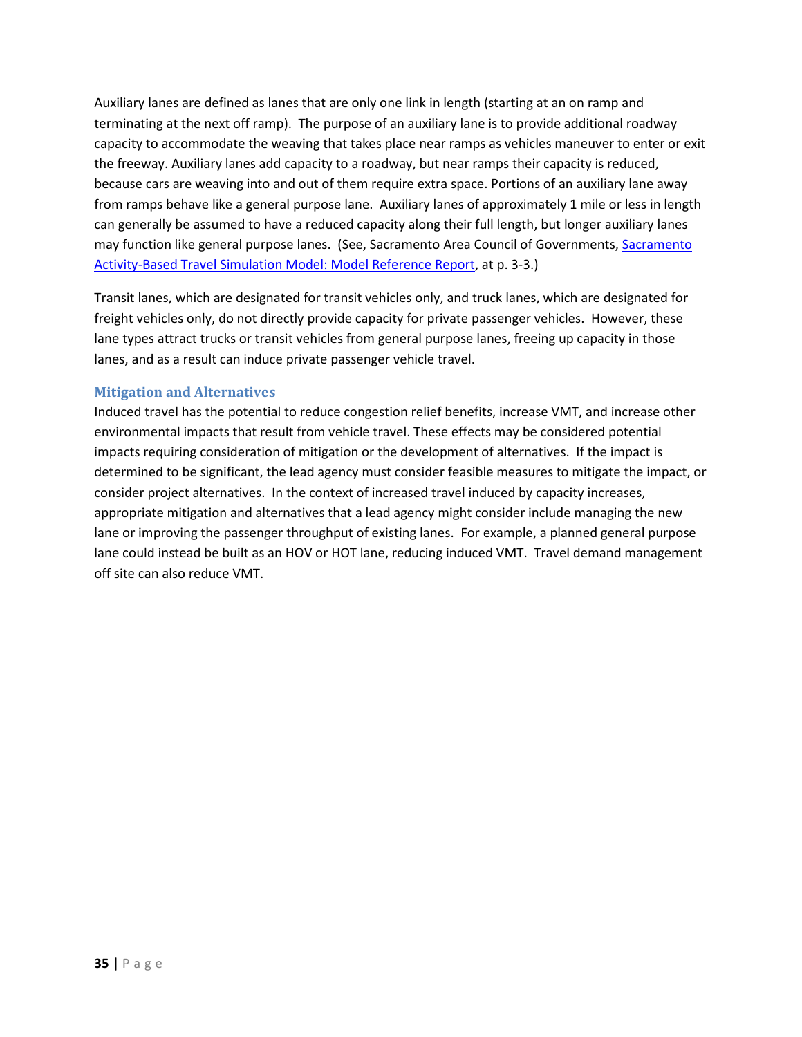Auxiliary lanes are defined as lanes that are only one link in length (starting at an on ramp and terminating at the next off ramp). The purpose of an auxiliary lane is to provide additional roadway capacity to accommodate the weaving that takes place near ramps as vehicles maneuver to enter or exit the freeway. Auxiliary lanes add capacity to a roadway, but near ramps their capacity is reduced, because cars are weaving into and out of them require extra space. Portions of an auxiliary lane away from ramps behave like a general purpose lane. Auxiliary lanes of approximately 1 mile or less in length can generally be assumed to have a reduced capacity along their full length, but longer auxiliary lanes may function like general purpose lanes. (See, Sacramento Area Council of Governments, Sacramento Activity-Based Travel Simulation Model: Model Reference Report, at p. 3-3.)

Transit lanes, which are designated for transit vehicles only, and truck lanes, which are designated for freight vehicles only, do not directly provide capacity for private passenger vehicles. However, these lane types attract trucks or transit vehicles from general purpose lanes, freeing up capacity in those lanes, and as a result can induce private passenger vehicle travel.

### Mitigation and Alternatives

Induced travel has the potential to reduce congestion relief benefits, increase VMT, and increase other environmental impacts that result from vehicle travel. These effects may be considered potential impacts requiring consideration of mitigation or the development of alternatives. If the impact is determined to be significant, the lead agency must consider feasible measures to mitigate the impact, or consider project alternatives. In the context of increased travel induced by capacity increases, appropriate mitigation and alternatives that a lead agency might consider include managing the new lane or improving the passenger throughput of existing lanes. For example, a planned general purpose lane could instead be built as an HOV or HOT lane, reducing induced VMT. Travel demand management off site can also reduce VMT.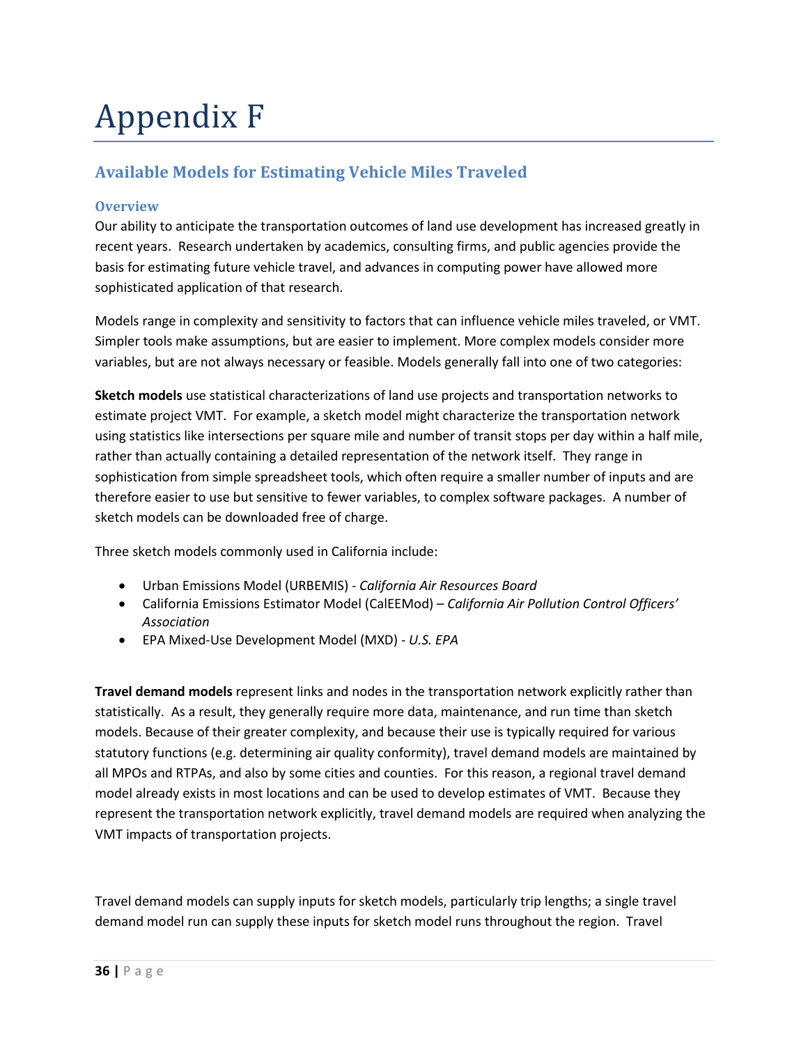# Appendix F

## Available Models for Estimating Vehicle Miles Traveled

### Overview

Our ability to anticipate the transportation outcomes of land use development has increased greatly in recent years. Research undertaken by academics, consulting firms, and public agencies provide the basis for estimating future vehicle travel, and advances in computing power have allowed more sophisticated application of that research.

Models range in complexity and sensitivity to factors that can influence vehicle miles traveled, or VMT. Simpler tools make assumptions, but are easier to implement. More complex models consider more variables, but are not always necessary or feasible. Models generally fall into one of two categories:

**Sketch models** use statistical characterizations of land use projects and transportation networks to estimate project VMT. For example, a sketch model might characterize the transportation network using statistics like intersections per square mile and number of transit stops per day within a half mile, rather than actually containing a detailed representation of the network itself. They range in sophistication from simple spreadsheet tools, which often require a smaller number of inputs and are therefore easier to use but sensitive to fewer variables, to complex software packages. A number of sketch models can be downloaded free of charge.

Three sketch models commonly used in California include:

- Urban Emissions Model (URBEMIS) - *California Air Resources Board*
- California Emissions Estimator Model (CalEEMod) – *California Air Pollution Control Officers' Association*
- EPA Mixed-Use Development Model (MXD) - *U.S. EPA*

**Travel demand models** represent links and nodes in the transportation network explicitly rather than statistically. As a result, they generally require more data, maintenance, and run time than sketch models. Because of their greater complexity, and because their use is typically required for various statutory functions (e.g. determining air quality conformity), travel demand models are maintained by all MPOs and RTPAs, and also by some cities and counties. For this reason, a regional travel demand model already exists in most locations and can be used to develop estimates of VMT. Because they represent the transportation network explicitly, travel demand models are required when analyzing the VMT impacts of transportation projects.

Travel demand models can supply inputs for sketch models, particularly trip lengths; a single travel demand model run can supply these inputs for sketch model runs throughout the region. Travel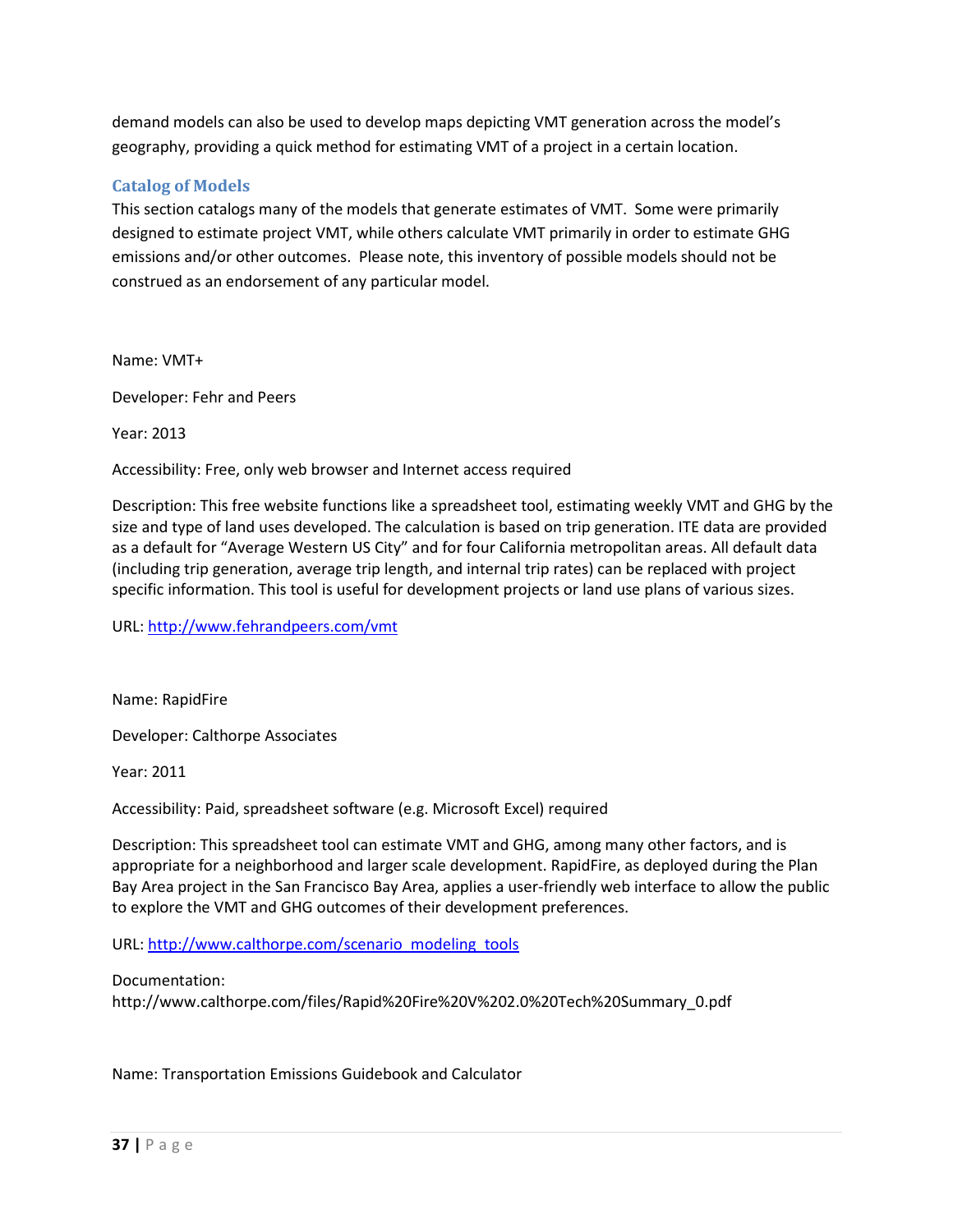demand models can also be used to develop maps depicting VMT generation across the model's geography, providing a quick method for estimating VMT of a project in a certain location.

### Catalog of Models

This section catalogs many of the models that generate estimates of VMT. Some were primarily designed to estimate project VMT, while others calculate VMT primarily in order to estimate GHG emissions and/or other outcomes. Please note, this inventory of possible models should not be construed as an endorsement of any particular model.

Name: VMT+

Developer: Fehr and Peers

Year: 2013

Accessibility: Free, only web browser and Internet access required

Description: This free website functions like a spreadsheet tool, estimating weekly VMT and GHG by the size and type of land uses developed. The calculation is based on trip generation. ITE data are provided as a default for "Average Western US City" and for four California metropolitan areas. All default data (including trip generation, average trip length, and internal trip rates) can be replaced with project specific information. This tool is useful for development projects or land use plans of various sizes.

URL: http://www.fehrandpeers.com/vmt

Name: RapidFire

Developer: Calthorpe Associates

Year: 2011

Accessibility: Paid, spreadsheet software (e.g. Microsoft Excel) required

Description: This spreadsheet tool can estimate VMT and GHG, among many other factors, and is appropriate for a neighborhood and larger scale development. RapidFire, as deployed during the Plan Bay Area project in the San Francisco Bay Area, applies a user-friendly web interface to allow the public to explore the VMT and GHG outcomes of their development preferences.

URL: http://www.calthorpe.com/scenario_modeling_tools

Documentation:
http://www.calthorpe.com/files/Rapid%20Fire%20V%202.0%20Tech%20Summary_0.pdf

Name: Transportation Emissions Guidebook and Calculator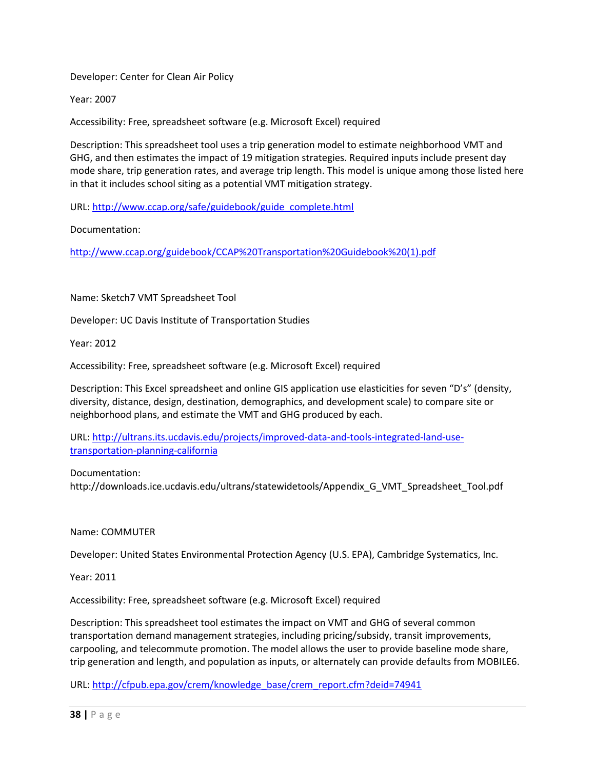Developer: Center for Clean Air Policy

Year: 2007

Accessibility: Free, spreadsheet software (e.g. Microsoft Excel) required

Description: This spreadsheet tool uses a trip generation model to estimate neighborhood VMT and GHG, and then estimates the impact of 19 mitigation strategies. Required inputs include present day mode share, trip generation rates, and average trip length. This model is unique among those listed here in that it includes school siting as a potential VMT mitigation strategy.

URL: http://www.ccap.org/safe/guidebook/guide_complete.html

Documentation:

http://www.ccap.org/guidebook/CCAP%20Transportation%20Guidebook%20(1).pdf

Name: Sketch7 VMT Spreadsheet Tool

Developer: UC Davis Institute of Transportation Studies

Year: 2012

Accessibility: Free, spreadsheet software (e.g. Microsoft Excel) required

Description: This Excel spreadsheet and online GIS application use elasticities for seven "D's" (density, diversity, distance, design, destination, demographics, and development scale) to compare site or neighborhood plans, and estimate the VMT and GHG produced by each.

URL: http://ultrans.its.ucdavis.edu/projects/improved-data-and-tools-integrated-land-use-transportation-planning-california

Documentation: http://downloads.ice.ucdavis.edu/ultrans/statewidetools/Appendix_G_VMT_Spreadsheet_Tool.pdf

Name: COMMUTER

Developer: United States Environmental Protection Agency (U.S. EPA), Cambridge Systematics, Inc.

Year: 2011

Accessibility: Free, spreadsheet software (e.g. Microsoft Excel) required

Description: This spreadsheet tool estimates the impact on VMT and GHG of several common transportation demand management strategies, including pricing/subsidy, transit improvements, carpooling, and telecommute promotion. The model allows the user to provide baseline mode share, trip generation and length, and population as inputs, or alternately can provide defaults from MOBILE6.

URL: http://cfpub.epa.gov/crem/knowledge_base/crem_report.cfm?deid=74941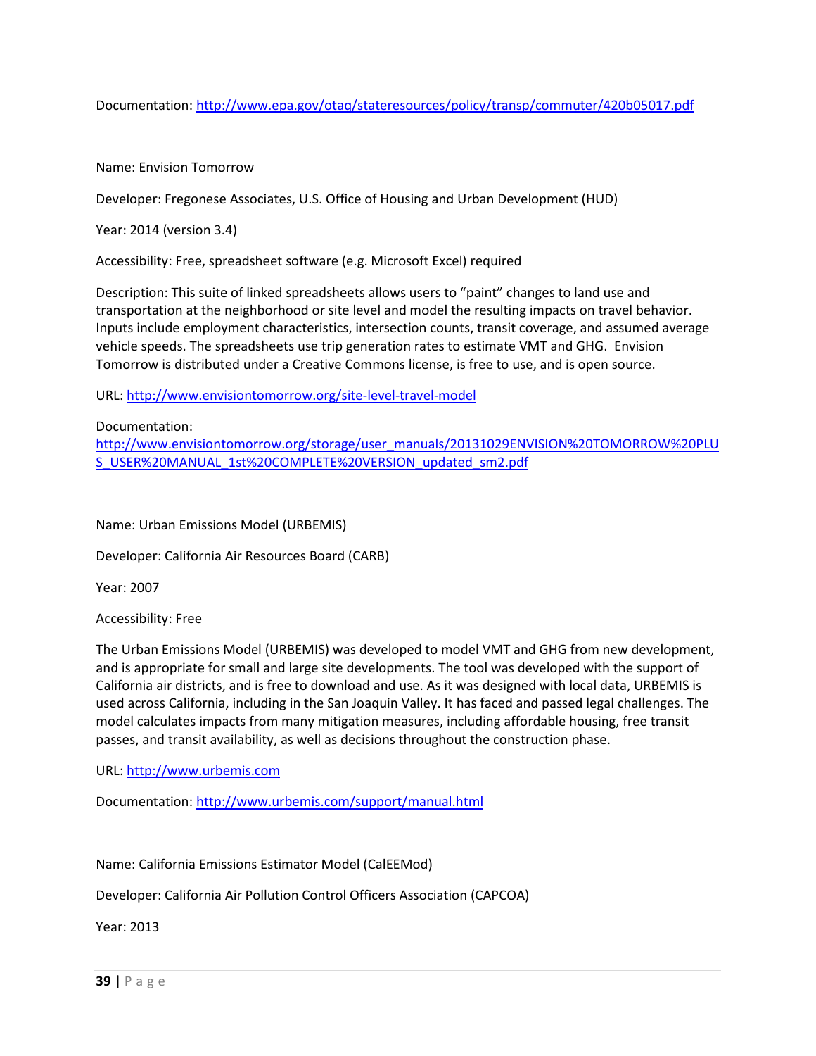Documentation: http://www.epa.gov/otaq/stateresources/policy/transp/commuter/420b05017.pdf

Name: Envision Tomorrow

Developer: Fregonese Associates, U.S. Office of Housing and Urban Development (HUD)

Year: 2014 (version 3.4)

Accessibility: Free, spreadsheet software (e.g. Microsoft Excel) required

Description: This suite of linked spreadsheets allows users to "paint" changes to land use and transportation at the neighborhood or site level and model the resulting impacts on travel behavior. Inputs include employment characteristics, intersection counts, transit coverage, and assumed average vehicle speeds. The spreadsheets use trip generation rates to estimate VMT and GHG. Envision Tomorrow is distributed under a Creative Commons license, is free to use, and is open source.

URL: http://www.envisiontomorrow.org/site-level-travel-model

Documentation: http://www.envisiontomorrow.org/storage/user_manuals/20131029ENVISION%20TOMORROW%20PLUS_USER%20MANUAL_1st%20COMPLETE%20VERSION_updated_sm2.pdf

Name: Urban Emissions Model (URBEMIS)

Developer: California Air Resources Board (CARB)

Year: 2007

Accessibility: Free

The Urban Emissions Model (URBEMIS) was developed to model VMT and GHG from new development, and is appropriate for small and large site developments. The tool was developed with the support of California air districts, and is free to download and use. As it was designed with local data, URBEMIS is used across California, including in the San Joaquin Valley. It has faced and passed legal challenges. The model calculates impacts from many mitigation measures, including affordable housing, free transit passes, and transit availability, as well as decisions throughout the construction phase.

URL: http://www.urbemis.com

Documentation: http://www.urbemis.com/support/manual.html

Name: California Emissions Estimator Model (CalEEMod)

Developer: California Air Pollution Control Officers Association (CAPCOA)

Year: 2013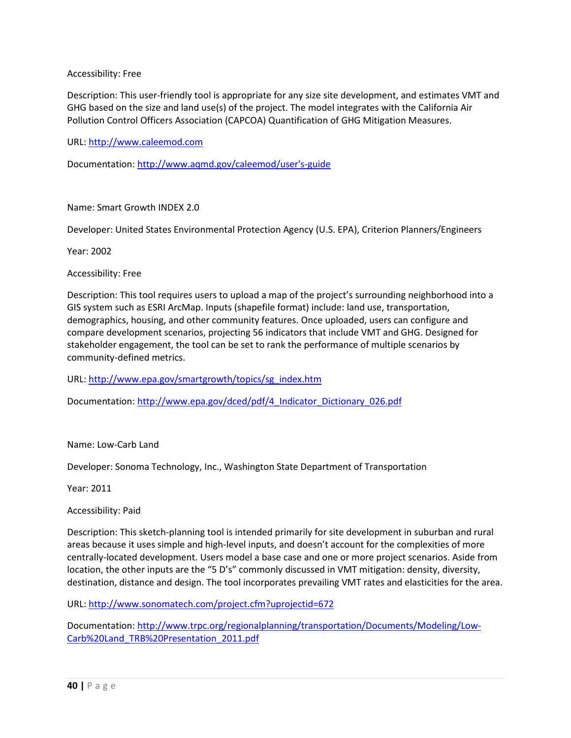Accessibility: Free

Description: This user-friendly tool is appropriate for any size site development, and estimates VMT and GHG based on the size and land use(s) of the project. The model integrates with the California Air Pollution Control Officers Association (CAPCOA) Quantification of GHG Mitigation Measures.

URL: http://www.caleemod.com

Documentation: http://www.aqmd.gov/caleemod/user's-guide

Name: Smart Growth INDEX 2.0

Developer: United States Environmental Protection Agency (U.S. EPA), Criterion Planners/Engineers

Year: 2002

Accessibility: Free

Description: This tool requires users to upload a map of the project's surrounding neighborhood into a GIS system such as ESRI ArcMap. Inputs (shapefile format) include: land use, transportation, demographics, housing, and other community features. Once uploaded, users can configure and compare development scenarios, projecting 56 indicators that include VMT and GHG. Designed for stakeholder engagement, the tool can be set to rank the performance of multiple scenarios by community-defined metrics.

URL: http://www.epa.gov/smartgrowth/topics/sg_index.htm

Documentation: http://www.epa.gov/dced/pdf/4_Indicator_Dictionary_026.pdf

Name: Low-Carb Land

Developer: Sonoma Technology, Inc., Washington State Department of Transportation

Year: 2011

Accessibility: Paid

Description: This sketch-planning tool is intended primarily for site development in suburban and rural areas because it uses simple and high-level inputs, and doesn't account for the complexities of more centrally-located development. Users model a base case and one or more project scenarios. Aside from location, the other inputs are the "5 D's" commonly discussed in VMT mitigation: density, diversity, destination, distance and design. The tool incorporates prevailing VMT rates and elasticities for the area.

URL: http://www.sonomatech.com/project.cfm?uprojectid=672

Documentation: http://www.trpc.org/regionalplanning/transportation/Documents/Modeling/Low-Carb%20Land_TRB%20Presentation_2011.pdf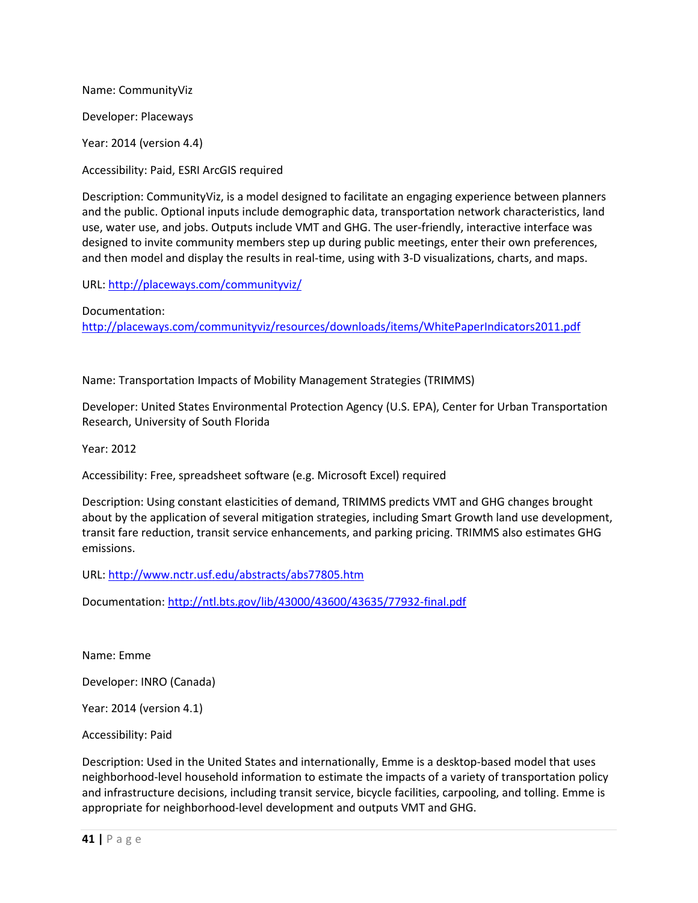Name: CommunityViz

Developer: Placeways

Year: 2014 (version 4.4)

Accessibility: Paid, ESRI ArcGIS required

Description: CommunityViz, is a model designed to facilitate an engaging experience between planners and the public. Optional inputs include demographic data, transportation network characteristics, land use, water use, and jobs. Outputs include VMT and GHG. The user-friendly, interactive interface was designed to invite community members step up during public meetings, enter their own preferences, and then model and display the results in real-time, using with 3-D visualizations, charts, and maps.

URL: http://placeways.com/communityviz/

Documentation: http://placeways.com/communityviz/resources/downloads/items/WhitePaperIndicators2011.pdf

Name: Transportation Impacts of Mobility Management Strategies (TRIMMS)

Developer: United States Environmental Protection Agency (U.S. EPA), Center for Urban Transportation Research, University of South Florida

Year: 2012

Accessibility: Free, spreadsheet software (e.g. Microsoft Excel) required

Description: Using constant elasticities of demand, TRIMMS predicts VMT and GHG changes brought about by the application of several mitigation strategies, including Smart Growth land use development, transit fare reduction, transit service enhancements, and parking pricing. TRIMMS also estimates GHG emissions.

URL: http://www.nctr.usf.edu/abstracts/abs77805.htm

Documentation: http://ntl.bts.gov/lib/43000/43600/43635/77932-final.pdf

Name: Emme

Developer: INRO (Canada)

Year: 2014 (version 4.1)

Accessibility: Paid

Description: Used in the United States and internationally, Emme is a desktop-based model that uses neighborhood-level household information to estimate the impacts of a variety of transportation policy and infrastructure decisions, including transit service, bicycle facilities, carpooling, and tolling. Emme is appropriate for neighborhood-level development and outputs VMT and GHG.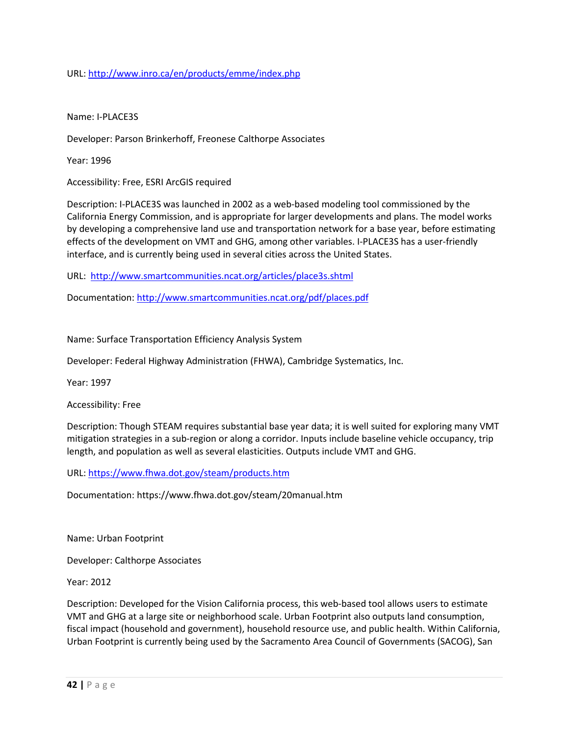URL: http://www.inro.ca/en/products/emme/index.php

Name: I-PLACE3S

Developer: Parson Brinkerhoff, Freonese Calthorpe Associates

Year: 1996

Accessibility: Free, ESRI ArcGIS required

Description: I-PLACE3S was launched in 2002 as a web-based modeling tool commissioned by the California Energy Commission, and is appropriate for larger developments and plans. The model works by developing a comprehensive land use and transportation network for a base year, before estimating effects of the development on VMT and GHG, among other variables. I-PLACE3S has a user-friendly interface, and is currently being used in several cities across the United States.

URL: http://www.smartcommunities.ncat.org/articles/place3s.shtml

Documentation: http://www.smartcommunities.ncat.org/pdf/places.pdf

Name: Surface Transportation Efficiency Analysis System

Developer: Federal Highway Administration (FHWA), Cambridge Systematics, Inc.

Year: 1997

Accessibility: Free

Description: Though STEAM requires substantial base year data; it is well suited for exploring many VMT mitigation strategies in a sub-region or along a corridor. Inputs include baseline vehicle occupancy, trip length, and population as well as several elasticities. Outputs include VMT and GHG.

URL: https://www.fhwa.dot.gov/steam/products.htm

Documentation: https://www.fhwa.dot.gov/steam/20manual.htm

Name: Urban Footprint

Developer: Calthorpe Associates

Year: 2012

Description: Developed for the Vision California process, this web-based tool allows users to estimate VMT and GHG at a large site or neighborhood scale. Urban Footprint also outputs land consumption, fiscal impact (household and government), household resource use, and public health. Within California, Urban Footprint is currently being used by the Sacramento Area Council of Governments (SACOG), San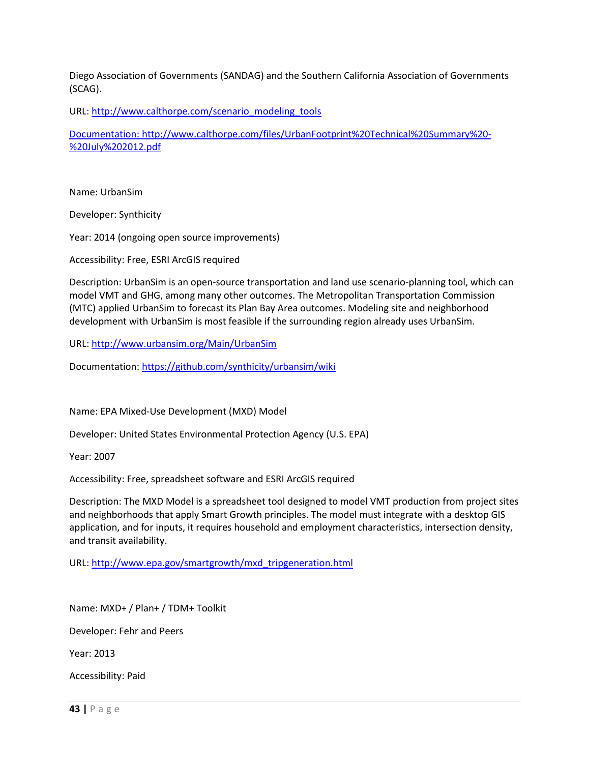Diego Association of Governments (SANDAG) and the Southern California Association of Governments (SCAG).

URL: http://www.calthorpe.com/scenario_modeling_tools

Documentation: http://www.calthorpe.com/files/UrbanFootprint%20Technical%20Summary%20-%20July%202012.pdf

Name: UrbanSim

Developer: Synthicity

Year: 2014 (ongoing open source improvements)

Accessibility: Free, ESRI ArcGIS required

Description: UrbanSim is an open-source transportation and land use scenario-planning tool, which can model VMT and GHG, among many other outcomes. The Metropolitan Transportation Commission (MTC) applied UrbanSim to forecast its Plan Bay Area outcomes. Modeling site and neighborhood development with UrbanSim is most feasible if the surrounding region already uses UrbanSim.

URL: http://www.urbansim.org/Main/UrbanSim

Documentation: https://github.com/synthicity/urbansim/wiki

Name: EPA Mixed-Use Development (MXD) Model

Developer: United States Environmental Protection Agency (U.S. EPA)

Year: 2007

Accessibility: Free, spreadsheet software and ESRI ArcGIS required

Description: The MXD Model is a spreadsheet tool designed to model VMT production from project sites and neighborhoods that apply Smart Growth principles. The model must integrate with a desktop GIS application, and for inputs, it requires household and employment characteristics, intersection density, and transit availability.

URL: http://www.epa.gov/smartgrowth/mxd_tripgeneration.html

Name: MXD+ / Plan+ / TDM+ Toolkit

Developer: Fehr and Peers

Year: 2013

Accessibility: Paid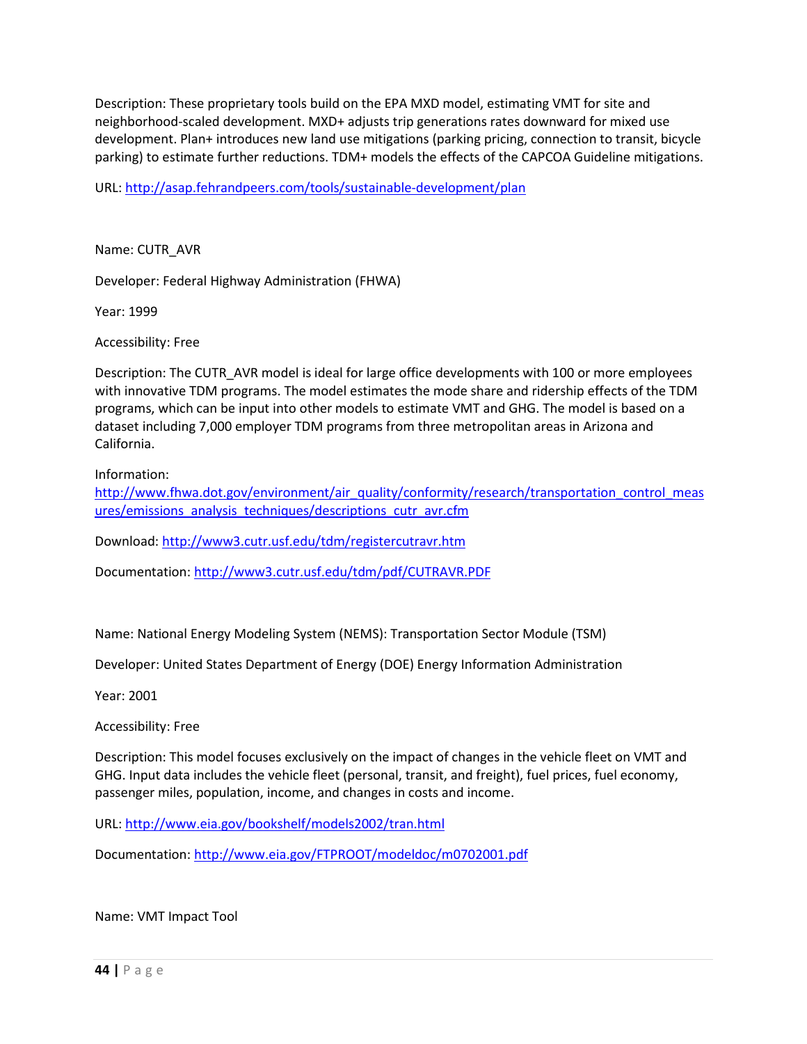Description: These proprietary tools build on the EPA MXD model, estimating VMT for site and neighborhood-scaled development. MXD+ adjusts trip generations rates downward for mixed use development. Plan+ introduces new land use mitigations (parking pricing, connection to transit, bicycle parking) to estimate further reductions. TDM+ models the effects of the CAPCOA Guideline mitigations.

URL: [http://asap.fehrandpeers.com/tools/sustainable-development/plan](http://asap.fehrandpeers.com/tools/sustainable-development/plan)

Name: CUTR_AVR

Developer: Federal Highway Administration (FHWA)

Year: 1999

Accessibility: Free

Description: The CUTR_AVR model is ideal for large office developments with 100 or more employees with innovative TDM programs. The model estimates the mode share and ridership effects of the TDM programs, which can be input into other models to estimate VMT and GHG. The model is based on a dataset including 7,000 employer TDM programs from three metropolitan areas in Arizona and California.

Information: [http://www.fhwa.dot.gov/environment/air_quality/conformity/research/transportation_control_measures/emissions_analysis_techniques/descriptions_cutr_avr.cfm](http://www.fhwa.dot.gov/environment/air_quality/conformity/research/transportation_control_measures/emissions_analysis_techniques/descriptions_cutr_avr.cfm)

Download: [http://www3.cutr.usf.edu/tdm/registercutravr.htm](http://www3.cutr.usf.edu/tdm/registercutravr.htm)

Documentation: [http://www3.cutr.usf.edu/tdm/pdf/CUTRAVR.PDF](http://www3.cutr.usf.edu/tdm/pdf/CUTRAVR.PDF)

Name: National Energy Modeling System (NEMS): Transportation Sector Module (TSM)

Developer: United States Department of Energy (DOE) Energy Information Administration

Year: 2001

Accessibility: Free

Description: This model focuses exclusively on the impact of changes in the vehicle fleet on VMT and GHG. Input data includes the vehicle fleet (personal, transit, and freight), fuel prices, fuel economy, passenger miles, population, income, and changes in costs and income.

URL: [http://www.eia.gov/bookshelf/models2002/tran.html](http://www.eia.gov/bookshelf/models2002/tran.html)

Documentation: [http://www.eia.gov/FTPROOT/modeldoc/m0702001.pdf](http://www.eia.gov/FTPROOT/modeldoc/m0702001.pdf)

Name: VMT Impact Tool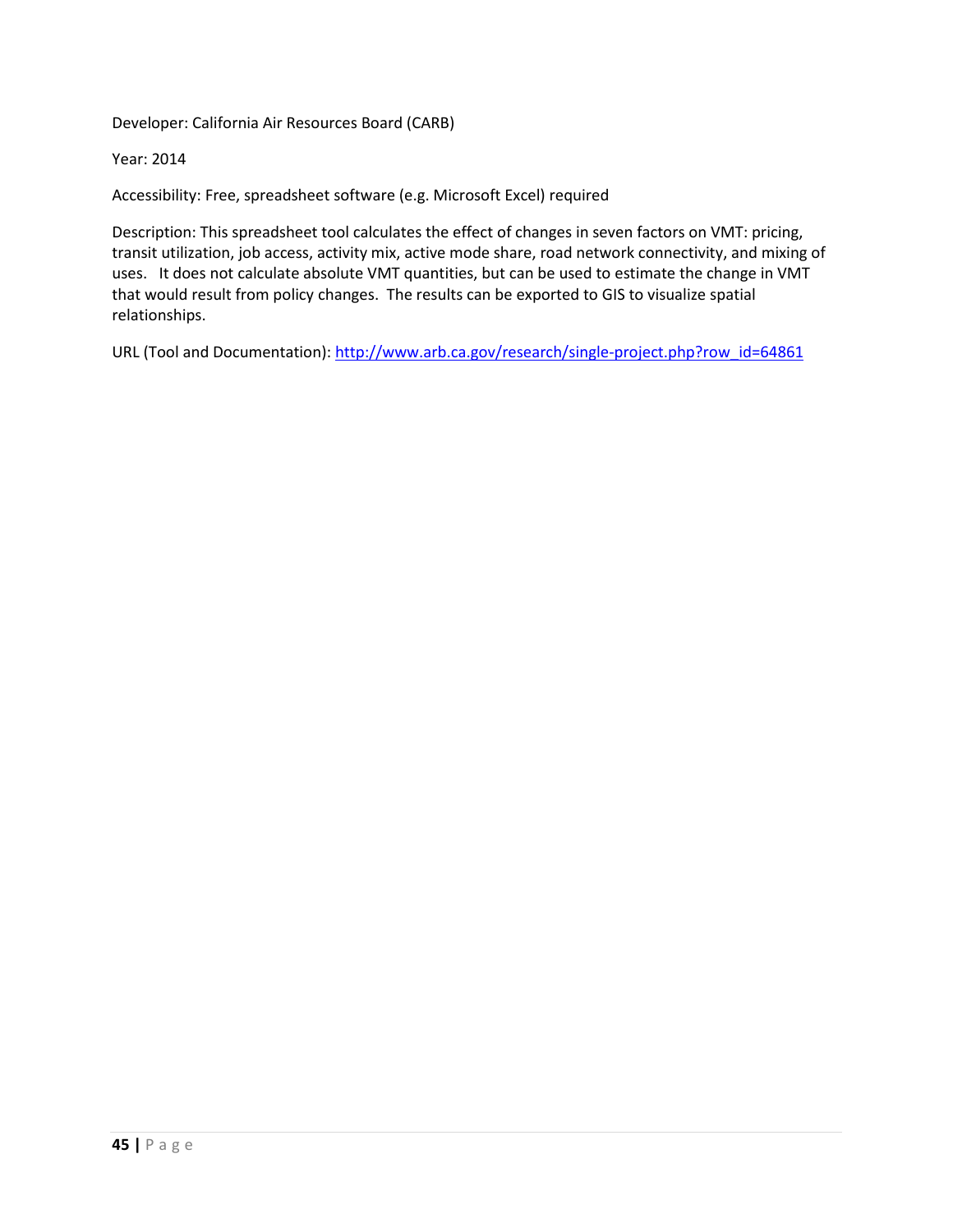Developer: California Air Resources Board (CARB)

Year: 2014

Accessibility: Free, spreadsheet software (e.g. Microsoft Excel) required

Description: This spreadsheet tool calculates the effect of changes in seven factors on VMT: pricing, transit utilization, job access, activity mix, active mode share, road network connectivity, and mixing of uses. It does not calculate absolute VMT quantities, but can be used to estimate the change in VMT that would result from policy changes. The results can be exported to GIS to visualize spatial relationships.

URL (Tool and Documentation): [http://www.arb.ca.gov/research/single-project.php?row_id=64861](http://www.arb.ca.gov/research/single-project.php?row_id=64861)